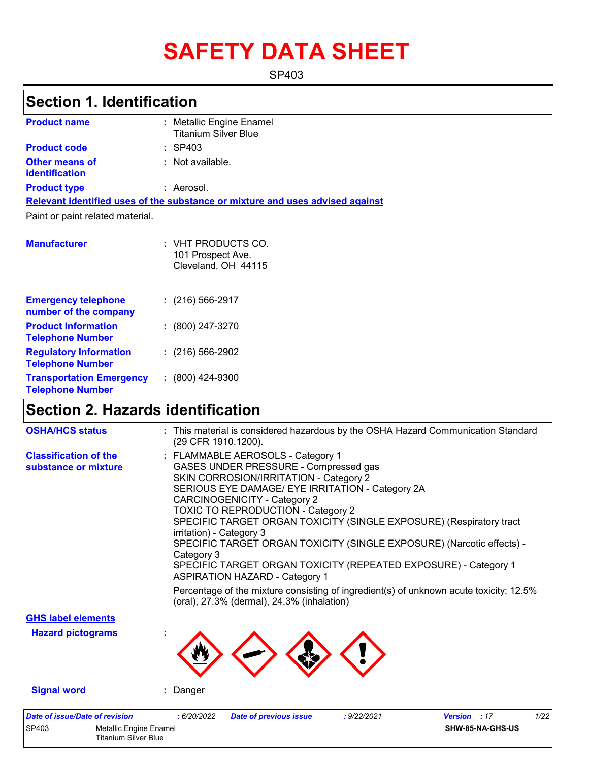# SAFETY DATA SHEET

SP403

## Section 1. Identification

**Product name** : Metallic Engine Enamel
Titanium Silver Blue

**Product code** : SP403

**Other means of identification** : Not available.

**Product type** : Aerosol.

**Relevant identified uses of the substance or mixture and uses advised against**

Paint or paint related material.

**Manufacturer** : VHT PRODUCTS CO.
101 Prospect Ave.
Cleveland, OH 44115

**Emergency telephone number of the company** : (216) 566-2917

**Product Information Telephone Number** : (800) 247-3270

**Regulatory Information Telephone Number** : (216) 566-2902

**Transportation Emergency Telephone Number** : (800) 424-9300

## Section 2. Hazards identification

**OSHA/HCS status** : This material is considered hazardous by the OSHA Hazard Communication Standard (29 CFR 1910.1200).

**Classification of the substance or mixture** : FLAMMABLE AEROSOLS - Category 1
GASES UNDER PRESSURE - Compressed gas
SKIN CORROSION/IRRITATION - Category 2
SERIOUS EYE DAMAGE/ EYE IRRITATION - Category 2A
CARCINOGENICITY - Category 2
TOXIC TO REPRODUCTION - Category 2
SPECIFIC TARGET ORGAN TOXICITY (SINGLE EXPOSURE) (Respiratory tract irritation) - Category 3
SPECIFIC TARGET ORGAN TOXICITY (SINGLE EXPOSURE) (Narcotic effects) - Category 3
SPECIFIC TARGET ORGAN TOXICITY (REPEATED EXPOSURE) - Category 1
ASPIRATION HAZARD - Category 1

Percentage of the mixture consisting of ingredient(s) of unknown acute toxicity: 12.5% (oral), 27.3% (dermal), 24.3% (inhalation)

**GHS label elements**

**Hazard pictograms** :

**Signal word** : Danger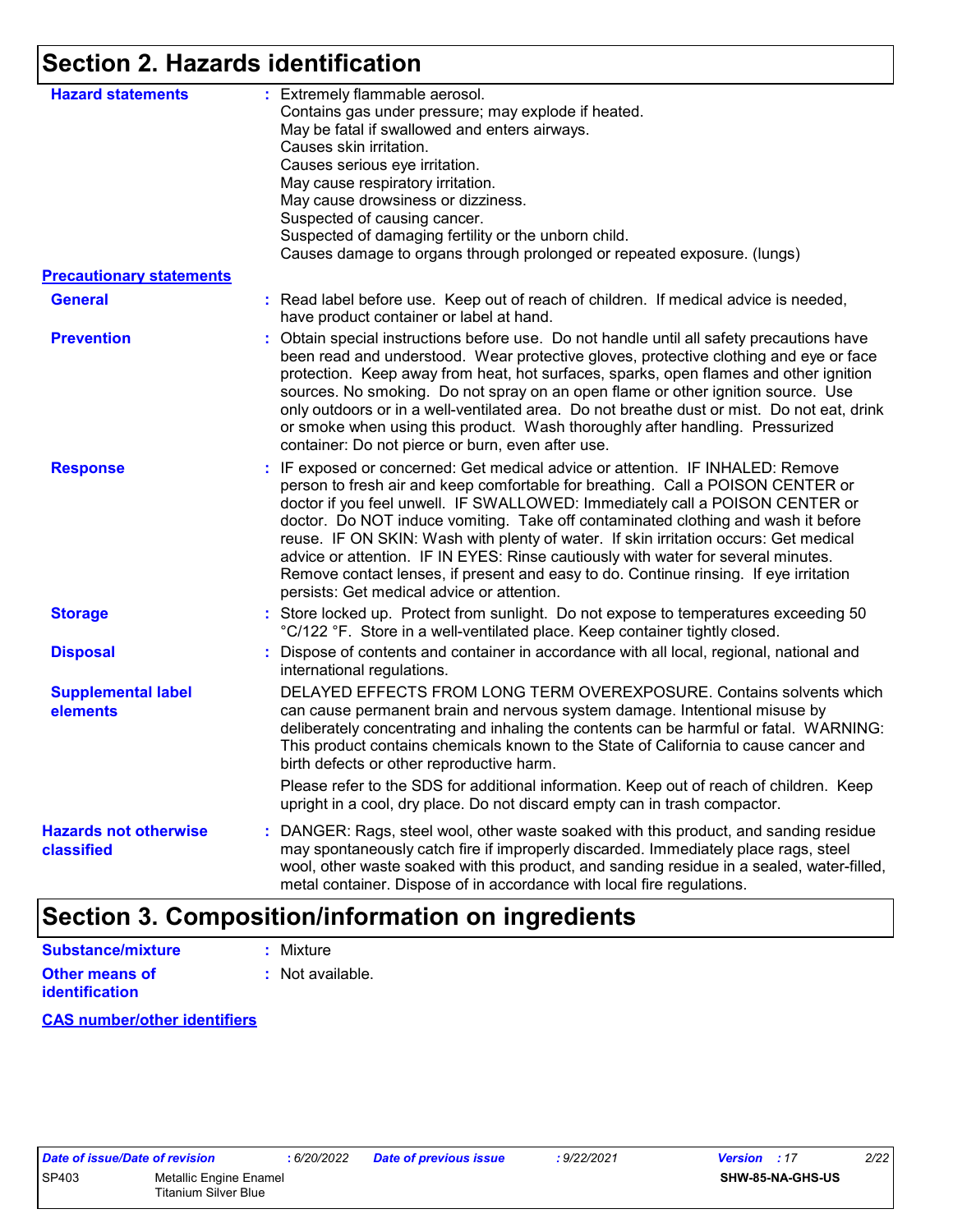## Section 2. Hazards identification

**Hazard statements** : Extremely flammable aerosol.
Contains gas under pressure; may explode if heated.
May be fatal if swallowed and enters airways.
Causes skin irritation.
Causes serious eye irritation.
May cause respiratory irritation.
May cause drowsiness or dizziness.
Suspected of causing cancer.
Suspected of damaging fertility or the unborn child.
Causes damage to organs through prolonged or repeated exposure. (lungs)

**Precautionary statements**

**General** : Read label before use. Keep out of reach of children. If medical advice is needed, have product container or label at hand.

**Prevention** : Obtain special instructions before use. Do not handle until all safety precautions have been read and understood. Wear protective gloves, protective clothing and eye or face protection. Keep away from heat, hot surfaces, sparks, open flames and other ignition sources. No smoking. Do not spray on an open flame or other ignition source. Use only outdoors or in a well-ventilated area. Do not breathe dust or mist. Do not eat, drink or smoke when using this product. Wash thoroughly after handling. Pressurized container: Do not pierce or burn, even after use.

**Response** : IF exposed or concerned: Get medical advice or attention. IF INHALED: Remove person to fresh air and keep comfortable for breathing. Call a POISON CENTER or doctor if you feel unwell. IF SWALLOWED: Immediately call a POISON CENTER or doctor. Do NOT induce vomiting. Take off contaminated clothing and wash it before reuse. IF ON SKIN: Wash with plenty of water. If skin irritation occurs: Get medical advice or attention. IF IN EYES: Rinse cautiously with water for several minutes. Remove contact lenses, if present and easy to do. Continue rinsing. If eye irritation persists: Get medical advice or attention.

**Storage** : Store locked up. Protect from sunlight. Do not expose to temperatures exceeding 50 °C/122 °F. Store in a well-ventilated place. Keep container tightly closed.

**Disposal** : Dispose of contents and container in accordance with all local, regional, national and international regulations.

**Supplemental label elements**

DELAYED EFFECTS FROM LONG TERM OVEREXPOSURE. Contains solvents which can cause permanent brain and nervous system damage. Intentional misuse by deliberately concentrating and inhaling the contents can be harmful or fatal. WARNING: This product contains chemicals known to the State of California to cause cancer and birth defects or other reproductive harm.

Please refer to the SDS for additional information. Keep out of reach of children. Keep upright in a cool, dry place. Do not discard empty can in trash compactor.

**Hazards not otherwise classified** : DANGER: Rags, steel wool, other waste soaked with this product, and sanding residue may spontaneously catch fire if improperly discarded. Immediately place rags, steel wool, other waste soaked with this product, and sanding residue in a sealed, water-filled, metal container. Dispose of in accordance with local fire regulations.

## Section 3. Composition/information on ingredients

**Substance/mixture** : Mixture

**Other means of identification** : Not available.

**CAS number/other identifiers**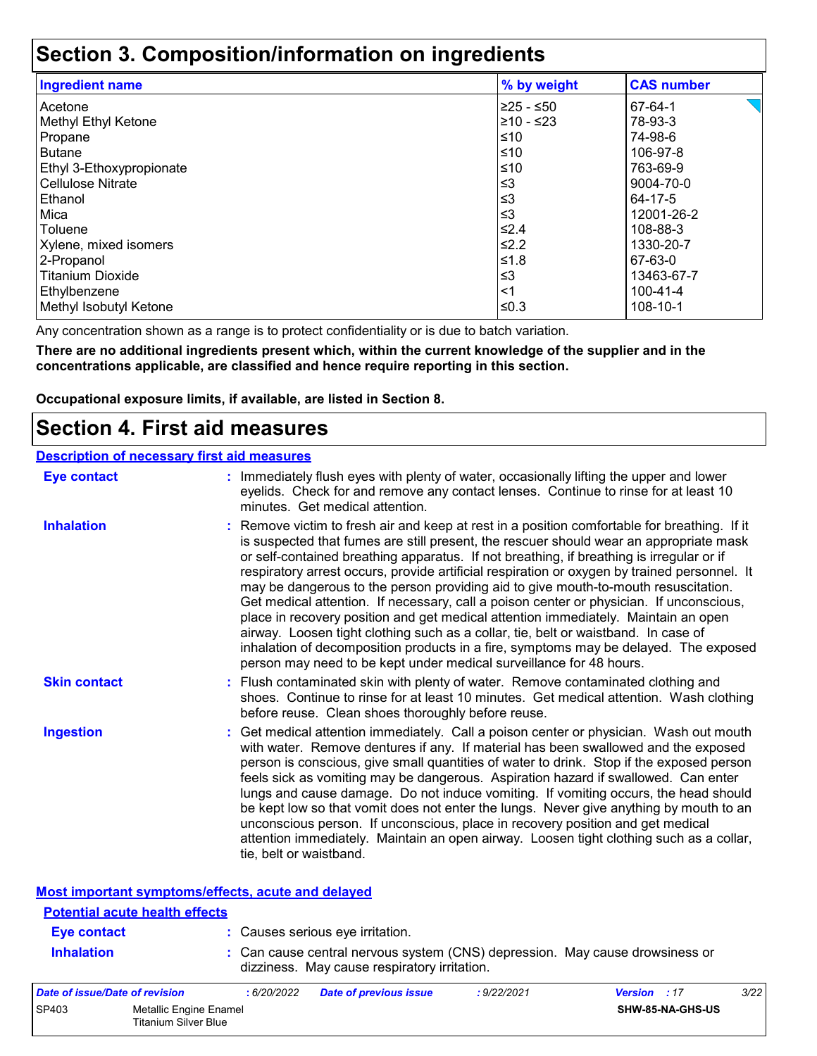# Section 3. Composition/information on ingredients

| Ingredient name | % by weight | CAS number |
|---|---|---|
| Acetone | ≥25 - ≤50 | 67-64-1 |
| Methyl Ethyl Ketone | ≥10 - ≤23 | 78-93-3 |
| Propane | ≤10 | 74-98-6 |
| Butane | ≤10 | 106-97-8 |
| Ethyl 3-Ethoxypropionate | ≤10 | 763-69-9 |
| Cellulose Nitrate | ≤3 | 9004-70-0 |
| Ethanol | ≤3 | 64-17-5 |
| Mica | ≤3 | 12001-26-2 |
| Toluene | ≤2.4 | 108-88-3 |
| Xylene, mixed isomers | ≤2.2 | 1330-20-7 |
| 2-Propanol | ≤1.8 | 67-63-0 |
| Titanium Dioxide | ≤3 | 13463-67-7 |
| Ethylbenzene | <1 | 100-41-4 |
| Methyl Isobutyl Ketone | ≤0.3 | 108-10-1 |

Any concentration shown as a range is to protect confidentiality or is due to batch variation.

**There are no additional ingredients present which, within the current knowledge of the supplier and in the concentrations applicable, are classified and hence require reporting in this section.**

**Occupational exposure limits, if available, are listed in Section 8.**

# Section 4. First aid measures

## Description of necessary first aid measures

**Eye contact** : Immediately flush eyes with plenty of water, occasionally lifting the upper and lower eyelids. Check for and remove any contact lenses. Continue to rinse for at least 10 minutes. Get medical attention.

**Inhalation** : Remove victim to fresh air and keep at rest in a position comfortable for breathing. If it is suspected that fumes are still present, the rescuer should wear an appropriate mask or self-contained breathing apparatus. If not breathing, if breathing is irregular or if respiratory arrest occurs, provide artificial respiration or oxygen by trained personnel. It may be dangerous to the person providing aid to give mouth-to-mouth resuscitation. Get medical attention. If necessary, call a poison center or physician. If unconscious, place in recovery position and get medical attention immediately. Maintain an open airway. Loosen tight clothing such as a collar, tie, belt or waistband. In case of inhalation of decomposition products in a fire, symptoms may be delayed. The exposed person may need to be kept under medical surveillance for 48 hours.

**Skin contact** : Flush contaminated skin with plenty of water. Remove contaminated clothing and shoes. Continue to rinse for at least 10 minutes. Get medical attention. Wash clothing before reuse. Clean shoes thoroughly before reuse.

**Ingestion** : Get medical attention immediately. Call a poison center or physician. Wash out mouth with water. Remove dentures if any. If material has been swallowed and the exposed person is conscious, give small quantities of water to drink. Stop if the exposed person feels sick as vomiting may be dangerous. Aspiration hazard if swallowed. Can enter lungs and cause damage. Do not induce vomiting. If vomiting occurs, the head should be kept low so that vomit does not enter the lungs. Never give anything by mouth to an unconscious person. If unconscious, place in recovery position and get medical attention immediately. Maintain an open airway. Loosen tight clothing such as a collar, tie, belt or waistband.

## Most important symptoms/effects, acute and delayed

### Potential acute health effects

**Eye contact** : Causes serious eye irritation.

**Inhalation** : Can cause central nervous system (CNS) depression. May cause drowsiness or dizziness. May cause respiratory irritation.

| Date of issue/Date of revision | : 6/20/2022 | Date of previous issue | : 9/22/2021 | Version : 17 |
|---|---|---|---|---|
| SP403 | Metallic Engine Enamel Titanium Silver Blue | | | SHW-85-NA-GHS-US |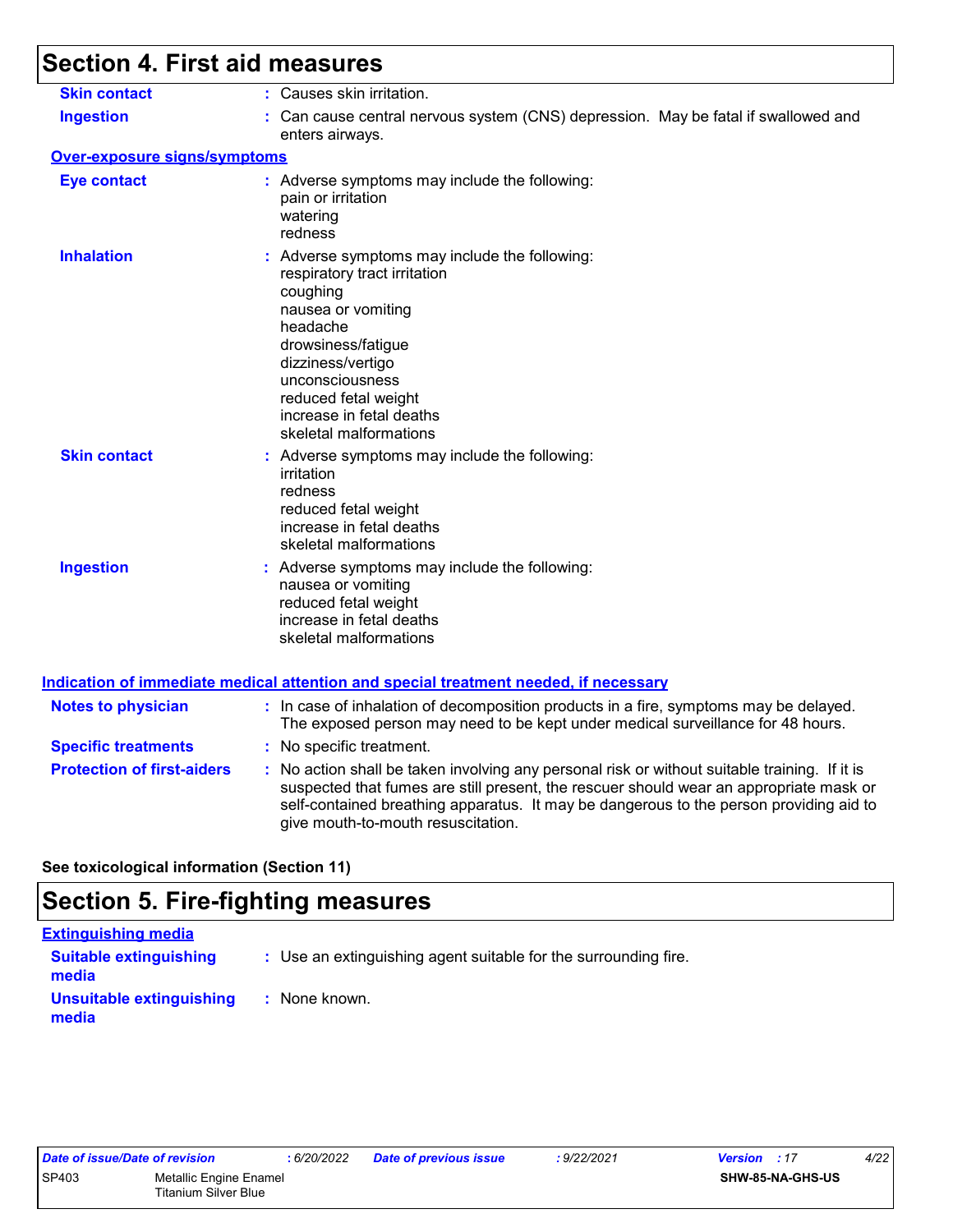## Section 4. First aid measures

**Skin contact** : Causes skin irritation.

**Ingestion** : Can cause central nervous system (CNS) depression. May be fatal if swallowed and enters airways.

### Over-exposure signs/symptoms

**Eye contact** : Adverse symptoms may include the following:
pain or irritation
watering
redness

**Inhalation** : Adverse symptoms may include the following:
respiratory tract irritation
coughing
nausea or vomiting
headache
drowsiness/fatigue
dizziness/vertigo
unconsciousness
reduced fetal weight
increase in fetal deaths
skeletal malformations

**Skin contact** : Adverse symptoms may include the following:
irritation
redness
reduced fetal weight
increase in fetal deaths
skeletal malformations

**Ingestion** : Adverse symptoms may include the following:
nausea or vomiting
reduced fetal weight
increase in fetal deaths
skeletal malformations

### Indication of immediate medical attention and special treatment needed, if necessary

**Notes to physician** : In case of inhalation of decomposition products in a fire, symptoms may be delayed. The exposed person may need to be kept under medical surveillance for 48 hours.

**Specific treatments** : No specific treatment.

**Protection of first-aiders** : No action shall be taken involving any personal risk or without suitable training. If it is suspected that fumes are still present, the rescuer should wear an appropriate mask or self-contained breathing apparatus. It may be dangerous to the person providing aid to give mouth-to-mouth resuscitation.

**See toxicological information (Section 11)**

## Section 5. Fire-fighting measures

### Extinguishing media

**Suitable extinguishing media** : Use an extinguishing agent suitable for the surrounding fire.

**Unsuitable extinguishing media** : None known.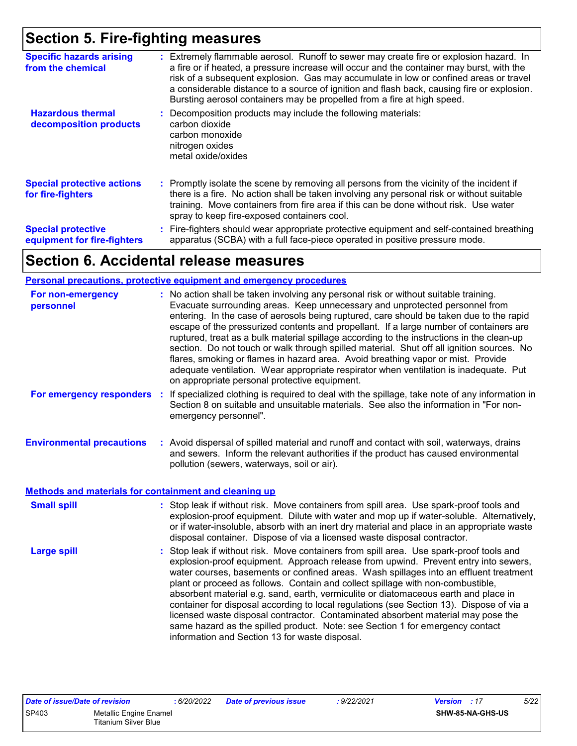## Section 5. Fire-fighting measures

**Specific hazards arising from the chemical** : Extremely flammable aerosol. Runoff to sewer may create fire or explosion hazard. In a fire or if heated, a pressure increase will occur and the container may burst, with the risk of a subsequent explosion. Gas may accumulate in low or confined areas or travel a considerable distance to a source of ignition and flash back, causing fire or explosion. Bursting aerosol containers may be propelled from a fire at high speed.

**Hazardous thermal decomposition products** : Decomposition products may include the following materials:
carbon dioxide
carbon monoxide
nitrogen oxides
metal oxide/oxides

**Special protective actions for fire-fighters** : Promptly isolate the scene by removing all persons from the vicinity of the incident if there is a fire. No action shall be taken involving any personal risk or without suitable training. Move containers from fire area if this can be done without risk. Use water spray to keep fire-exposed containers cool.

**Special protective equipment for fire-fighters** : Fire-fighters should wear appropriate protective equipment and self-contained breathing apparatus (SCBA) with a full face-piece operated in positive pressure mode.

## Section 6. Accidental release measures

### Personal precautions, protective equipment and emergency procedures

**For non-emergency personnel** : No action shall be taken involving any personal risk or without suitable training. Evacuate surrounding areas. Keep unnecessary and unprotected personnel from entering. In the case of aerosols being ruptured, care should be taken due to the rapid escape of the pressurized contents and propellant. If a large number of containers are ruptured, treat as a bulk material spillage according to the instructions in the clean-up section. Do not touch or walk through spilled material. Shut off all ignition sources. No flares, smoking or flames in hazard area. Avoid breathing vapor or mist. Provide adequate ventilation. Wear appropriate respirator when ventilation is inadequate. Put on appropriate personal protective equipment.

**For emergency responders** : If specialized clothing is required to deal with the spillage, take note of any information in Section 8 on suitable and unsuitable materials. See also the information in "For non-emergency personnel".

**Environmental precautions** : Avoid dispersal of spilled material and runoff and contact with soil, waterways, drains and sewers. Inform the relevant authorities if the product has caused environmental pollution (sewers, waterways, soil or air).

### Methods and materials for containment and cleaning up

**Small spill** : Stop leak if without risk. Move containers from spill area. Use spark-proof tools and explosion-proof equipment. Dilute with water and mop up if water-soluble. Alternatively, or if water-insoluble, absorb with an inert dry material and place in an appropriate waste disposal container. Dispose of via a licensed waste disposal contractor.

**Large spill** : Stop leak if without risk. Move containers from spill area. Use spark-proof tools and explosion-proof equipment. Approach release from upwind. Prevent entry into sewers, water courses, basements or confined areas. Wash spillages into an effluent treatment plant or proceed as follows. Contain and collect spillage with non-combustible, absorbent material e.g. sand, earth, vermiculite or diatomaceous earth and place in container for disposal according to local regulations (see Section 13). Dispose of via a licensed waste disposal contractor. Contaminated absorbent material may pose the same hazard as the spilled product. Note: see Section 1 for emergency contact information and Section 13 for waste disposal.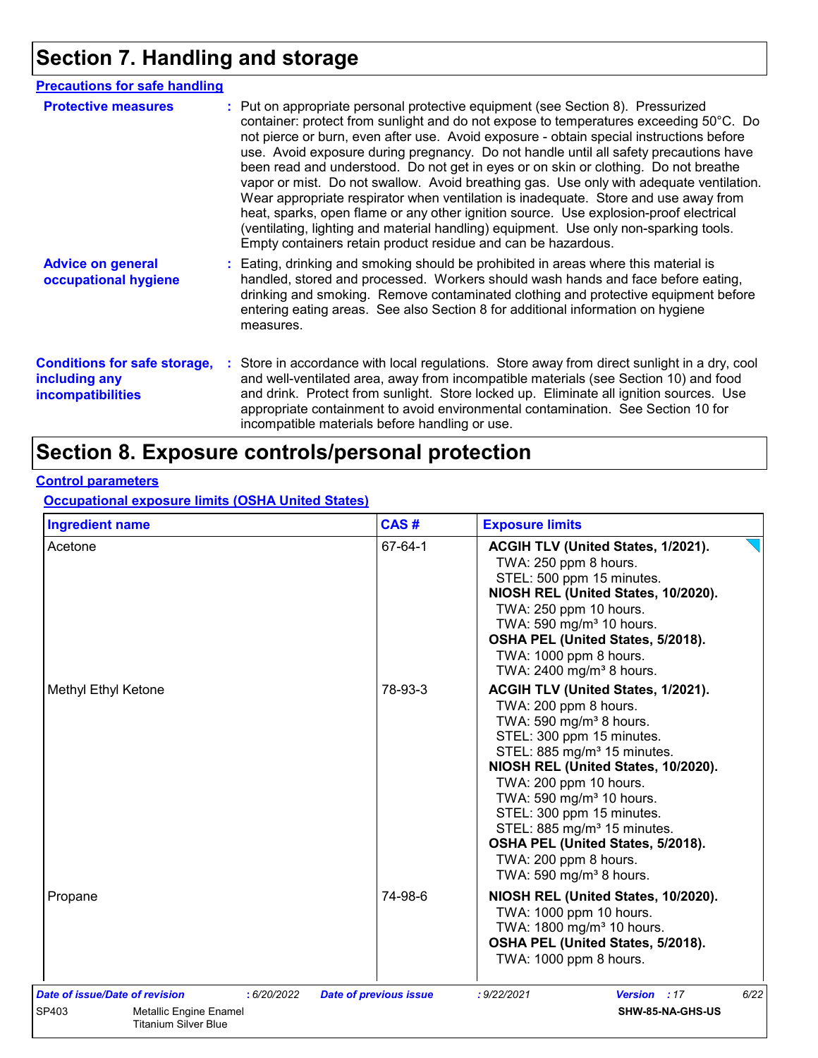# Section 7. Handling and storage

## Precautions for safe handling

**Protective measures** : Put on appropriate personal protective equipment (see Section 8). Pressurized container: protect from sunlight and do not expose to temperatures exceeding 50°C. Do not pierce or burn, even after use. Avoid exposure - obtain special instructions before use. Avoid exposure during pregnancy. Do not handle until all safety precautions have been read and understood. Do not get in eyes or on skin or clothing. Do not breathe vapor or mist. Do not swallow. Avoid breathing gas. Use only with adequate ventilation. Wear appropriate respirator when ventilation is inadequate. Store and use away from heat, sparks, open flame or any other ignition source. Use explosion-proof electrical (ventilating, lighting and material handling) equipment. Use only non-sparking tools. Empty containers retain product residue and can be hazardous.

**Advice on general occupational hygiene** : Eating, drinking and smoking should be prohibited in areas where this material is handled, stored and processed. Workers should wash hands and face before eating, drinking and smoking. Remove contaminated clothing and protective equipment before entering eating areas. See also Section 8 for additional information on hygiene measures.

**Conditions for safe storage, including any incompatibilities** : Store in accordance with local regulations. Store away from direct sunlight in a dry, cool and well-ventilated area, away from incompatible materials (see Section 10) and food and drink. Protect from sunlight. Store locked up. Eliminate all ignition sources. Use appropriate containment to avoid environmental contamination. See Section 10 for incompatible materials before handling or use.

# Section 8. Exposure controls/personal protection

## Control parameters

### Occupational exposure limits (OSHA United States)

| Ingredient name | CAS # | Exposure limits |
|---|---|---|
| Acetone | 67-64-1 | **ACGIH TLV (United States, 1/2021).**<br>TWA: 250 ppm 8 hours.<br>STEL: 500 ppm 15 minutes.<br>**NIOSH REL (United States, 10/2020).**<br>TWA: 250 ppm 10 hours.<br>TWA: 590 mg/m³ 10 hours.<br>**OSHA PEL (United States, 5/2018).**<br>TWA: 1000 ppm 8 hours.<br>TWA: 2400 mg/m³ 8 hours. |
| Methyl Ethyl Ketone | 78-93-3 | **ACGIH TLV (United States, 1/2021).**<br>TWA: 200 ppm 8 hours.<br>TWA: 590 mg/m³ 8 hours.<br>STEL: 300 ppm 15 minutes.<br>STEL: 885 mg/m³ 15 minutes.<br>**NIOSH REL (United States, 10/2020).**<br>TWA: 200 ppm 10 hours.<br>TWA: 590 mg/m³ 10 hours.<br>STEL: 300 ppm 15 minutes.<br>STEL: 885 mg/m³ 15 minutes.<br>**OSHA PEL (United States, 5/2018).**<br>TWA: 200 ppm 8 hours.<br>TWA: 590 mg/m³ 8 hours. |
| Propane | 74-98-6 | **NIOSH REL (United States, 10/2020).**<br>TWA: 1000 ppm 10 hours.<br>TWA: 1800 mg/m³ 10 hours.<br>**OSHA PEL (United States, 5/2018).**<br>TWA: 1000 ppm 8 hours. |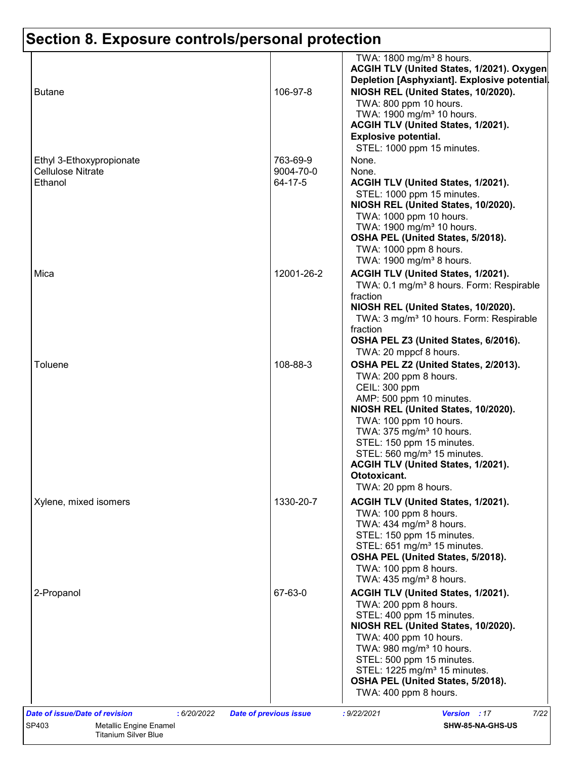# Section 8. Exposure controls/personal protection

| Ingredient name | CAS # | Exposure limits |
|---|---|---|
| | | TWA: 1800 mg/m³ 8 hours.<br>**ACGIH TLV (United States, 1/2021). Oxygen Depletion [Asphyxiant]. Explosive potential.** |
| Butane | 106-97-8 | **NIOSH REL (United States, 10/2020).**<br>TWA: 800 ppm 10 hours.<br>TWA: 1900 mg/m³ 10 hours.<br>**ACGIH TLV (United States, 1/2021). Explosive potential.**<br>STEL: 1000 ppm 15 minutes. |
| Ethyl 3-Ethoxypropionate | 763-69-9 | None. |
| Cellulose Nitrate | 9004-70-0 | None. |
| Ethanol | 64-17-5 | **ACGIH TLV (United States, 1/2021).**<br>STEL: 1000 ppm 15 minutes.<br>**NIOSH REL (United States, 10/2020).**<br>TWA: 1000 ppm 10 hours.<br>TWA: 1900 mg/m³ 10 hours.<br>**OSHA PEL (United States, 5/2018).**<br>TWA: 1000 ppm 8 hours.<br>TWA: 1900 mg/m³ 8 hours. |
| Mica | 12001-26-2 | **ACGIH TLV (United States, 1/2021).**<br>TWA: 0.1 mg/m³ 8 hours. Form: Respirable fraction<br>**NIOSH REL (United States, 10/2020).**<br>TWA: 3 mg/m³ 10 hours. Form: Respirable fraction<br>**OSHA PEL Z3 (United States, 6/2016).**<br>TWA: 20 mppcf 8 hours. |
| Toluene | 108-88-3 | **OSHA PEL Z2 (United States, 2/2013).**<br>TWA: 200 ppm 8 hours.<br>CEIL: 300 ppm<br>AMP: 500 ppm 10 minutes.<br>**NIOSH REL (United States, 10/2020).**<br>TWA: 100 ppm 10 hours.<br>TWA: 375 mg/m³ 10 hours.<br>STEL: 150 ppm 15 minutes.<br>STEL: 560 mg/m³ 15 minutes.<br>**ACGIH TLV (United States, 1/2021). Ototoxicant.**<br>TWA: 20 ppm 8 hours. |
| Xylene, mixed isomers | 1330-20-7 | **ACGIH TLV (United States, 1/2021).**<br>TWA: 100 ppm 8 hours.<br>TWA: 434 mg/m³ 8 hours.<br>STEL: 150 ppm 15 minutes.<br>STEL: 651 mg/m³ 15 minutes.<br>**OSHA PEL (United States, 5/2018).**<br>TWA: 100 ppm 8 hours.<br>TWA: 435 mg/m³ 8 hours. |
| 2-Propanol | 67-63-0 | **ACGIH TLV (United States, 1/2021).**<br>TWA: 200 ppm 8 hours.<br>STEL: 400 ppm 15 minutes.<br>**NIOSH REL (United States, 10/2020).**<br>TWA: 400 ppm 10 hours.<br>TWA: 980 mg/m³ 10 hours.<br>STEL: 500 ppm 15 minutes.<br>STEL: 1225 mg/m³ 15 minutes.<br>**OSHA PEL (United States, 5/2018).**<br>TWA: 400 ppm 8 hours. |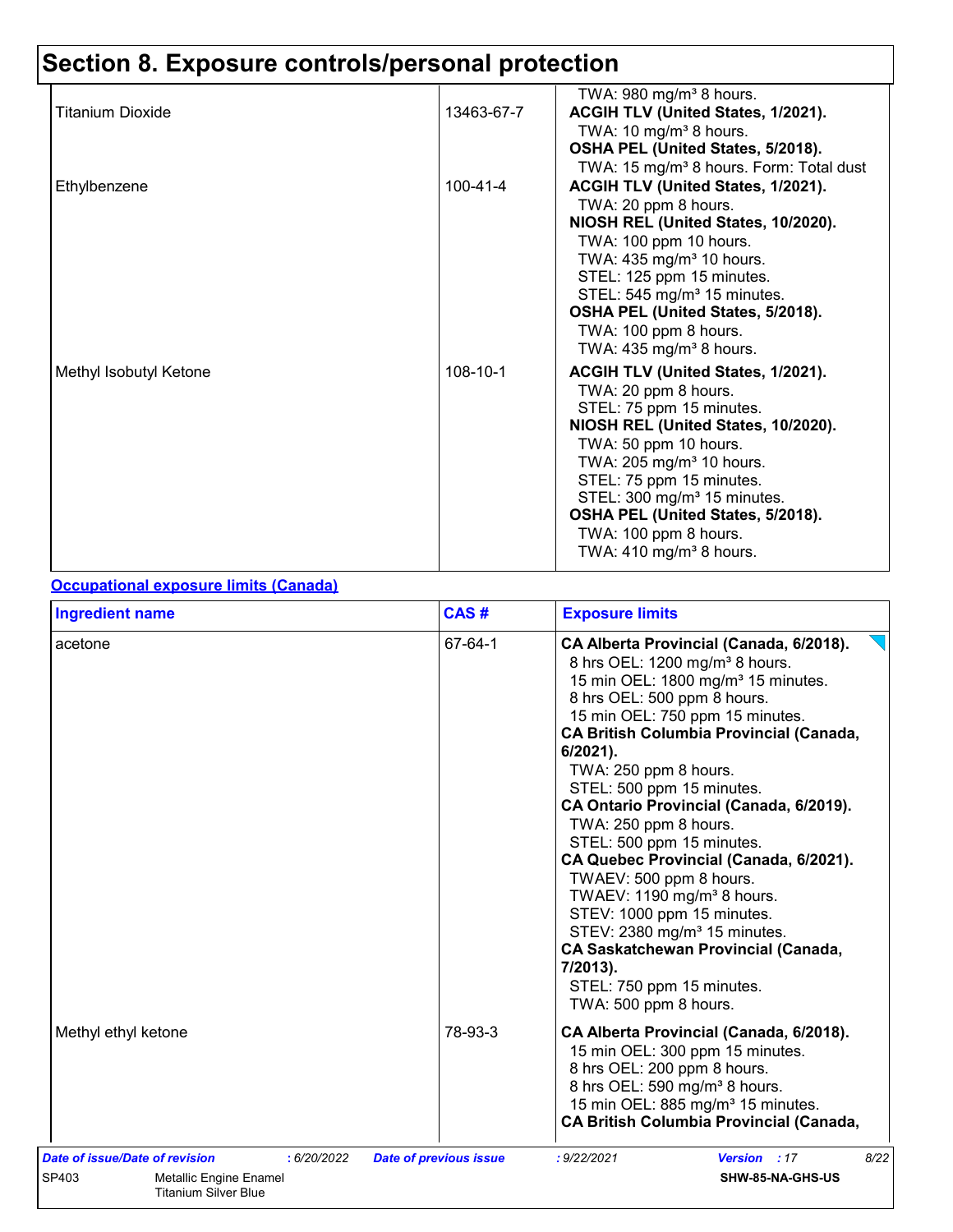# Section 8. Exposure controls/personal protection

| | | |
|---|---|---|
| | | TWA: 980 mg/m³ 8 hours. |
| Titanium Dioxide | 13463-67-7 | **ACGIH TLV (United States, 1/2021).**<br>TWA: 10 mg/m³ 8 hours.<br>**OSHA PEL (United States, 5/2018).**<br>TWA: 15 mg/m³ 8 hours. Form: Total dust |
| Ethylbenzene | 100-41-4 | **ACGIH TLV (United States, 1/2021).**<br>TWA: 20 ppm 8 hours.<br>**NIOSH REL (United States, 10/2020).**<br>TWA: 100 ppm 10 hours.<br>TWA: 435 mg/m³ 10 hours.<br>STEL: 125 ppm 15 minutes.<br>STEL: 545 mg/m³ 15 minutes.<br>**OSHA PEL (United States, 5/2018).**<br>TWA: 100 ppm 8 hours.<br>TWA: 435 mg/m³ 8 hours. |
| Methyl Isobutyl Ketone | 108-10-1 | **ACGIH TLV (United States, 1/2021).**<br>TWA: 20 ppm 8 hours.<br>STEL: 75 ppm 15 minutes.<br>**NIOSH REL (United States, 10/2020).**<br>TWA: 50 ppm 10 hours.<br>TWA: 205 mg/m³ 10 hours.<br>STEL: 75 ppm 15 minutes.<br>STEL: 300 mg/m³ 15 minutes.<br>**OSHA PEL (United States, 5/2018).**<br>TWA: 100 ppm 8 hours.<br>TWA: 410 mg/m³ 8 hours. |

**Occupational exposure limits (Canada)**

| Ingredient name | CAS # | Exposure limits |
|---|---|---|
| acetone | 67-64-1 | **CA Alberta Provincial (Canada, 6/2018).**<br>8 hrs OEL: 1200 mg/m³ 8 hours.<br>15 min OEL: 1800 mg/m³ 15 minutes.<br>8 hrs OEL: 500 ppm 8 hours.<br>15 min OEL: 750 ppm 15 minutes.<br>**CA British Columbia Provincial (Canada, 6/2021).**<br>TWA: 250 ppm 8 hours.<br>STEL: 500 ppm 15 minutes.<br>**CA Ontario Provincial (Canada, 6/2019).**<br>TWA: 250 ppm 8 hours.<br>STEL: 500 ppm 15 minutes.<br>**CA Quebec Provincial (Canada, 6/2021).**<br>TWAEV: 500 ppm 8 hours.<br>TWAEV: 1190 mg/m³ 8 hours.<br>STEV: 1000 ppm 15 minutes.<br>STEV: 2380 mg/m³ 15 minutes.<br>**CA Saskatchewan Provincial (Canada, 7/2013).**<br>STEL: 750 ppm 15 minutes.<br>TWA: 500 ppm 8 hours. |
| Methyl ethyl ketone | 78-93-3 | **CA Alberta Provincial (Canada, 6/2018).**<br>15 min OEL: 300 ppm 15 minutes.<br>8 hrs OEL: 200 ppm 8 hours.<br>8 hrs OEL: 590 mg/m³ 8 hours.<br>15 min OEL: 885 mg/m³ 15 minutes.<br>**CA British Columbia Provincial (Canada,** |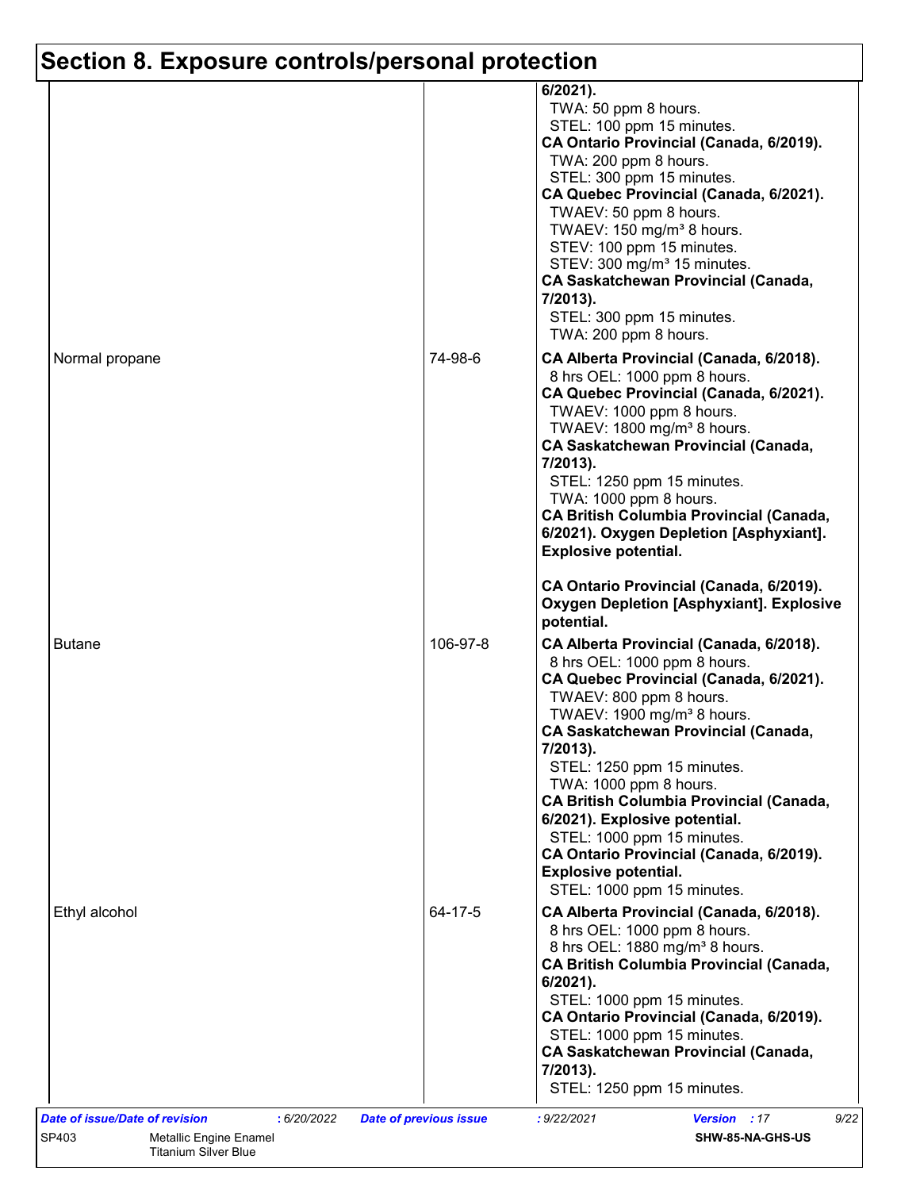## Section 8. Exposure controls/personal protection

| | | |
|---|---|---|
| | | **6/2021).**<br>TWA: 50 ppm 8 hours.<br>STEL: 100 ppm 15 minutes.<br>**CA Ontario Provincial (Canada, 6/2019).**<br>TWA: 200 ppm 8 hours.<br>STEL: 300 ppm 15 minutes.<br>**CA Quebec Provincial (Canada, 6/2021).**<br>TWAEV: 50 ppm 8 hours.<br>TWAEV: 150 mg/m³ 8 hours.<br>STEV: 100 ppm 15 minutes.<br>STEV: 300 mg/m³ 15 minutes.<br>**CA Saskatchewan Provincial (Canada, 7/2013).**<br>STEL: 300 ppm 15 minutes.<br>TWA: 200 ppm 8 hours. |
| Normal propane | 74-98-6 | **CA Alberta Provincial (Canada, 6/2018).**<br>8 hrs OEL: 1000 ppm 8 hours.<br>**CA Quebec Provincial (Canada, 6/2021).**<br>TWAEV: 1000 ppm 8 hours.<br>TWAEV: 1800 mg/m³ 8 hours.<br>**CA Saskatchewan Provincial (Canada, 7/2013).**<br>STEL: 1250 ppm 15 minutes.<br>TWA: 1000 ppm 8 hours.<br>**CA British Columbia Provincial (Canada, 6/2021). Oxygen Depletion [Asphyxiant]. Explosive potential.**<br><br>**CA Ontario Provincial (Canada, 6/2019). Oxygen Depletion [Asphyxiant]. Explosive potential.** |
| Butane | 106-97-8 | **CA Alberta Provincial (Canada, 6/2018).**<br>8 hrs OEL: 1000 ppm 8 hours.<br>**CA Quebec Provincial (Canada, 6/2021).**<br>TWAEV: 800 ppm 8 hours.<br>TWAEV: 1900 mg/m³ 8 hours.<br>**CA Saskatchewan Provincial (Canada, 7/2013).**<br>STEL: 1250 ppm 15 minutes.<br>TWA: 1000 ppm 8 hours.<br>**CA British Columbia Provincial (Canada, 6/2021). Explosive potential.**<br>STEL: 1000 ppm 15 minutes.<br>**CA Ontario Provincial (Canada, 6/2019). Explosive potential.**<br>STEL: 1000 ppm 15 minutes. |
| Ethyl alcohol | 64-17-5 | **CA Alberta Provincial (Canada, 6/2018).**<br>8 hrs OEL: 1000 ppm 8 hours.<br>8 hrs OEL: 1880 mg/m³ 8 hours.<br>**CA British Columbia Provincial (Canada, 6/2021).**<br>STEL: 1000 ppm 15 minutes.<br>**CA Ontario Provincial (Canada, 6/2019).**<br>STEL: 1000 ppm 15 minutes.<br>**CA Saskatchewan Provincial (Canada, 7/2013).**<br>STEL: 1250 ppm 15 minutes. |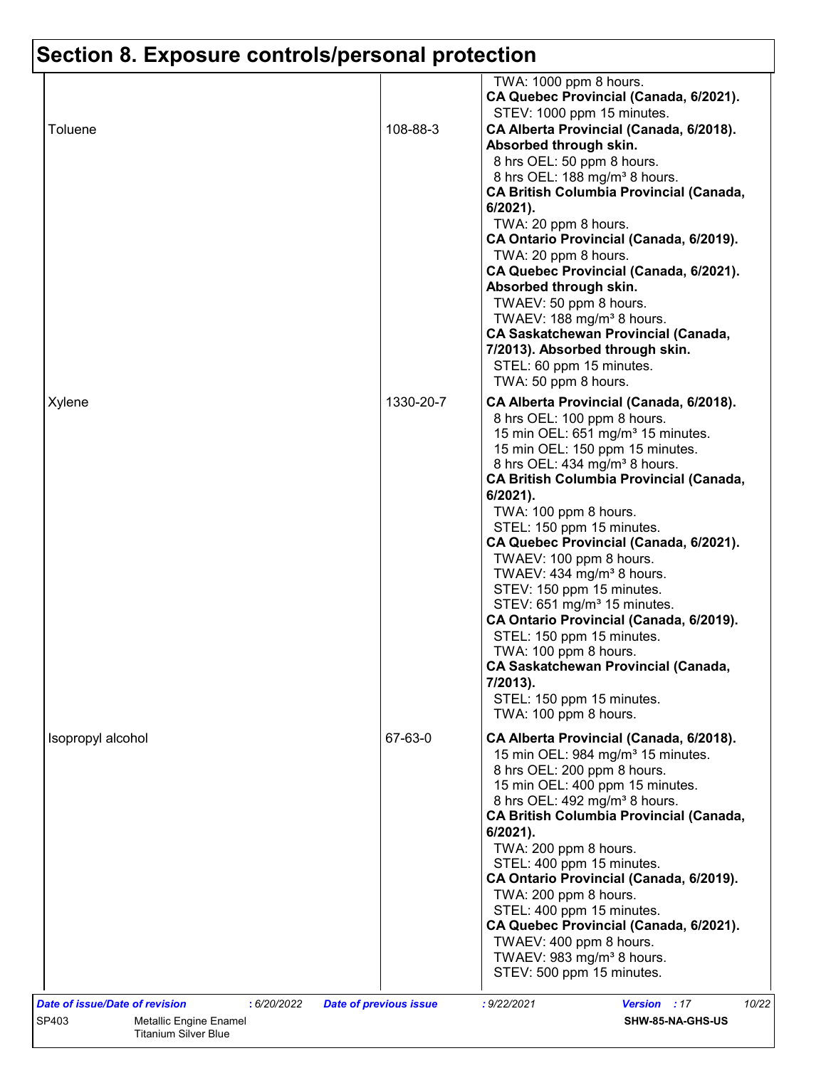# Section 8. Exposure controls/personal protection

| | | |
|---|---|---|
| | | TWA: 1000 ppm 8 hours.<br>**CA Quebec Provincial (Canada, 6/2021).**<br>STEV: 1000 ppm 15 minutes. |
| Toluene | 108-88-3 | **CA Alberta Provincial (Canada, 6/2018). Absorbed through skin.**<br>8 hrs OEL: 50 ppm 8 hours.<br>8 hrs OEL: 188 mg/m³ 8 hours.<br>**CA British Columbia Provincial (Canada, 6/2021).**<br>TWA: 20 ppm 8 hours.<br>**CA Ontario Provincial (Canada, 6/2019).**<br>TWA: 20 ppm 8 hours.<br>**CA Quebec Provincial (Canada, 6/2021). Absorbed through skin.**<br>TWAEV: 50 ppm 8 hours.<br>TWAEV: 188 mg/m³ 8 hours.<br>**CA Saskatchewan Provincial (Canada, 7/2013). Absorbed through skin.**<br>STEL: 60 ppm 15 minutes.<br>TWA: 50 ppm 8 hours. |
| Xylene | 1330-20-7 | **CA Alberta Provincial (Canada, 6/2018).**<br>8 hrs OEL: 100 ppm 8 hours.<br>15 min OEL: 651 mg/m³ 15 minutes.<br>15 min OEL: 150 ppm 15 minutes.<br>8 hrs OEL: 434 mg/m³ 8 hours.<br>**CA British Columbia Provincial (Canada, 6/2021).**<br>TWA: 100 ppm 8 hours.<br>STEL: 150 ppm 15 minutes.<br>**CA Quebec Provincial (Canada, 6/2021).**<br>TWAEV: 100 ppm 8 hours.<br>TWAEV: 434 mg/m³ 8 hours.<br>STEV: 150 ppm 15 minutes.<br>STEV: 651 mg/m³ 15 minutes.<br>**CA Ontario Provincial (Canada, 6/2019).**<br>STEL: 150 ppm 15 minutes.<br>TWA: 100 ppm 8 hours.<br>**CA Saskatchewan Provincial (Canada, 7/2013).**<br>STEL: 150 ppm 15 minutes.<br>TWA: 100 ppm 8 hours. |
| Isopropyl alcohol | 67-63-0 | **CA Alberta Provincial (Canada, 6/2018).**<br>15 min OEL: 984 mg/m³ 15 minutes.<br>8 hrs OEL: 200 ppm 8 hours.<br>15 min OEL: 400 ppm 15 minutes.<br>8 hrs OEL: 492 mg/m³ 8 hours.<br>**CA British Columbia Provincial (Canada, 6/2021).**<br>TWA: 200 ppm 8 hours.<br>STEL: 400 ppm 15 minutes.<br>**CA Ontario Provincial (Canada, 6/2019).**<br>TWA: 200 ppm 8 hours.<br>STEL: 400 ppm 15 minutes.<br>**CA Quebec Provincial (Canada, 6/2021).**<br>TWAEV: 400 ppm 8 hours.<br>TWAEV: 983 mg/m³ 8 hours.<br>STEV: 500 ppm 15 minutes. |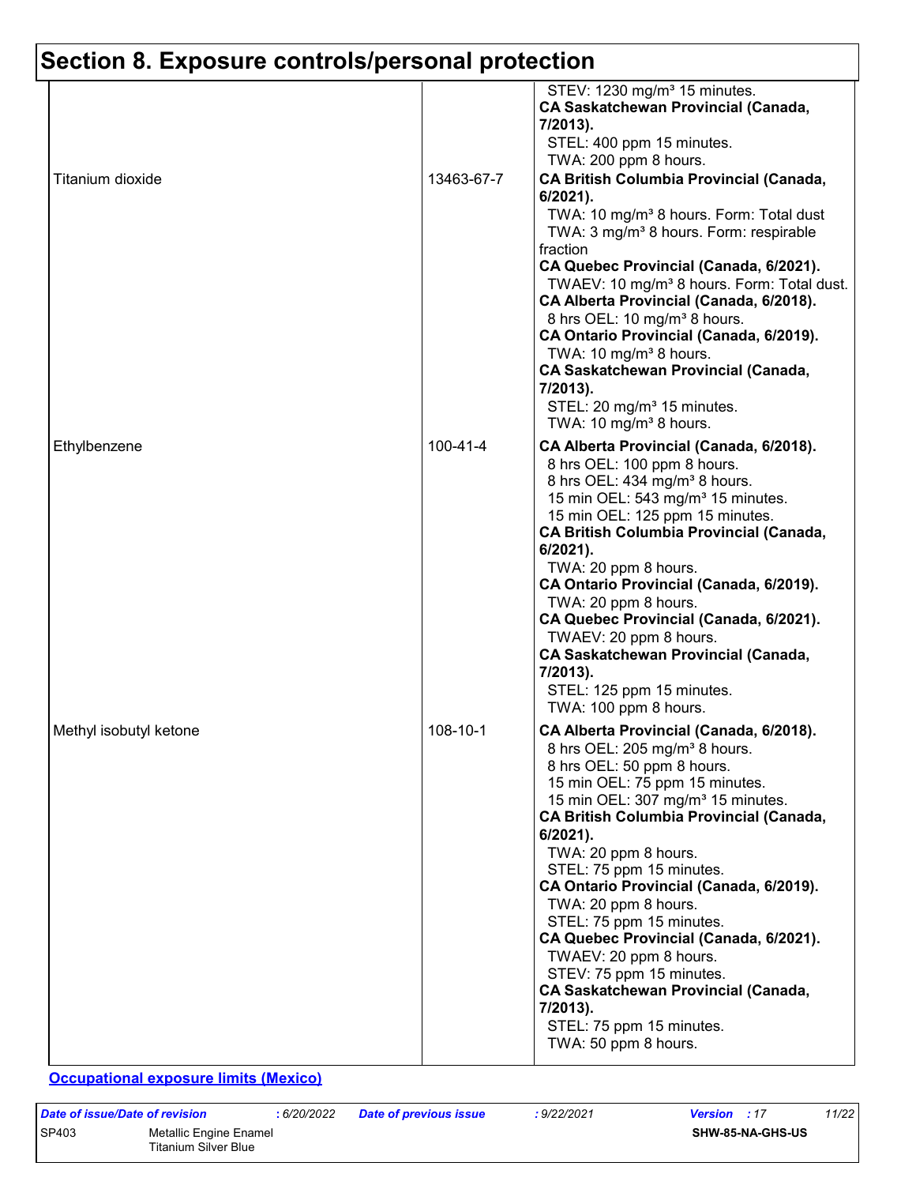# Section 8. Exposure controls/personal protection

| | | |
|---|---|---|
| | | STEV: 1230 mg/m³ 15 minutes.<br>**CA Saskatchewan Provincial (Canada, 7/2013).**<br>STEL: 400 ppm 15 minutes.<br>TWA: 200 ppm 8 hours. |
| Titanium dioxide | 13463-67-7 | **CA British Columbia Provincial (Canada, 6/2021).**<br>TWA: 10 mg/m³ 8 hours. Form: Total dust<br>TWA: 3 mg/m³ 8 hours. Form: respirable fraction<br>**CA Quebec Provincial (Canada, 6/2021).**<br>TWAEV: 10 mg/m³ 8 hours. Form: Total dust.<br>**CA Alberta Provincial (Canada, 6/2018).**<br>8 hrs OEL: 10 mg/m³ 8 hours.<br>**CA Ontario Provincial (Canada, 6/2019).**<br>TWA: 10 mg/m³ 8 hours.<br>**CA Saskatchewan Provincial (Canada, 7/2013).**<br>STEL: 20 mg/m³ 15 minutes.<br>TWA: 10 mg/m³ 8 hours. |
| Ethylbenzene | 100-41-4 | **CA Alberta Provincial (Canada, 6/2018).**<br>8 hrs OEL: 100 ppm 8 hours.<br>8 hrs OEL: 434 mg/m³ 8 hours.<br>15 min OEL: 543 mg/m³ 15 minutes.<br>15 min OEL: 125 ppm 15 minutes.<br>**CA British Columbia Provincial (Canada, 6/2021).**<br>TWA: 20 ppm 8 hours.<br>**CA Ontario Provincial (Canada, 6/2019).**<br>TWA: 20 ppm 8 hours.<br>**CA Quebec Provincial (Canada, 6/2021).**<br>TWAEV: 20 ppm 8 hours.<br>**CA Saskatchewan Provincial (Canada, 7/2013).**<br>STEL: 125 ppm 15 minutes.<br>TWA: 100 ppm 8 hours. |
| Methyl isobutyl ketone | 108-10-1 | **CA Alberta Provincial (Canada, 6/2018).**<br>8 hrs OEL: 205 mg/m³ 8 hours.<br>8 hrs OEL: 50 ppm 8 hours.<br>15 min OEL: 75 ppm 15 minutes.<br>15 min OEL: 307 mg/m³ 15 minutes.<br>**CA British Columbia Provincial (Canada, 6/2021).**<br>TWA: 20 ppm 8 hours.<br>STEL: 75 ppm 15 minutes.<br>**CA Ontario Provincial (Canada, 6/2019).**<br>TWA: 20 ppm 8 hours.<br>STEL: 75 ppm 15 minutes.<br>**CA Quebec Provincial (Canada, 6/2021).**<br>TWAEV: 20 ppm 8 hours.<br>STEV: 75 ppm 15 minutes.<br>**CA Saskatchewan Provincial (Canada, 7/2013).**<br>STEL: 75 ppm 15 minutes.<br>TWA: 50 ppm 8 hours. |

**Occupational exposure limits (Mexico)**

| *Date of issue/Date of revision* | : 6/20/2022 | *Date of previous issue* | : 9/22/2021 | *Version* : 17 |
|---|---|---|---|---|
| SP403 | Metallic Engine Enamel Titanium Silver Blue | | | SHW-85-NA-GHS-US |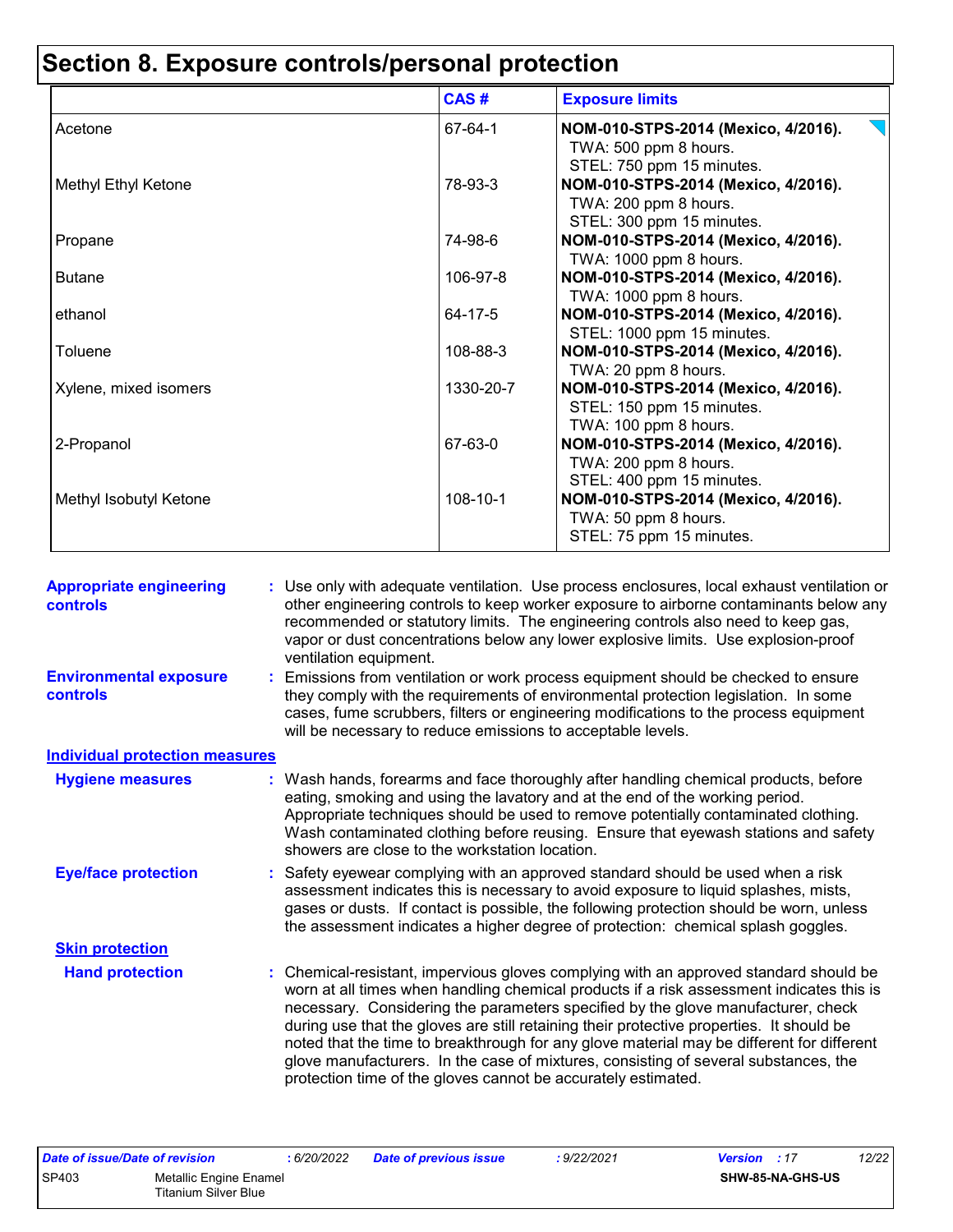# Section 8. Exposure controls/personal protection

| | CAS # | Exposure limits |
|---|---|---|
| Acetone | 67-64-1 | **NOM-010-STPS-2014 (Mexico, 4/2016).** TWA: 500 ppm 8 hours. STEL: 750 ppm 15 minutes. |
| Methyl Ethyl Ketone | 78-93-3 | **NOM-010-STPS-2014 (Mexico, 4/2016).** TWA: 200 ppm 8 hours. STEL: 300 ppm 15 minutes. |
| Propane | 74-98-6 | **NOM-010-STPS-2014 (Mexico, 4/2016).** TWA: 1000 ppm 8 hours. |
| Butane | 106-97-8 | **NOM-010-STPS-2014 (Mexico, 4/2016).** TWA: 1000 ppm 8 hours. |
| ethanol | 64-17-5 | **NOM-010-STPS-2014 (Mexico, 4/2016).** STEL: 1000 ppm 15 minutes. |
| Toluene | 108-88-3 | **NOM-010-STPS-2014 (Mexico, 4/2016).** TWA: 20 ppm 8 hours. |
| Xylene, mixed isomers | 1330-20-7 | **NOM-010-STPS-2014 (Mexico, 4/2016).** STEL: 150 ppm 15 minutes. TWA: 100 ppm 8 hours. |
| 2-Propanol | 67-63-0 | **NOM-010-STPS-2014 (Mexico, 4/2016).** TWA: 200 ppm 8 hours. STEL: 400 ppm 15 minutes. |
| Methyl Isobutyl Ketone | 108-10-1 | **NOM-010-STPS-2014 (Mexico, 4/2016).** TWA: 50 ppm 8 hours. STEL: 75 ppm 15 minutes. |

**Appropriate engineering controls** : Use only with adequate ventilation. Use process enclosures, local exhaust ventilation or other engineering controls to keep worker exposure to airborne contaminants below any recommended or statutory limits. The engineering controls also need to keep gas, vapor or dust concentrations below any lower explosive limits. Use explosion-proof ventilation equipment.

**Environmental exposure controls** : Emissions from ventilation or work process equipment should be checked to ensure they comply with the requirements of environmental protection legislation. In some cases, fume scrubbers, filters or engineering modifications to the process equipment will be necessary to reduce emissions to acceptable levels.

## Individual protection measures

**Hygiene measures** : Wash hands, forearms and face thoroughly after handling chemical products, before eating, smoking and using the lavatory and at the end of the working period. Appropriate techniques should be used to remove potentially contaminated clothing. Wash contaminated clothing before reusing. Ensure that eyewash stations and safety showers are close to the workstation location.

**Eye/face protection** : Safety eyewear complying with an approved standard should be used when a risk assessment indicates this is necessary to avoid exposure to liquid splashes, mists, gases or dusts. If contact is possible, the following protection should be worn, unless the assessment indicates a higher degree of protection: chemical splash goggles.

### Skin protection

**Hand protection** : Chemical-resistant, impervious gloves complying with an approved standard should be worn at all times when handling chemical products if a risk assessment indicates this is necessary. Considering the parameters specified by the glove manufacturer, check during use that the gloves are still retaining their protective properties. It should be noted that the time to breakthrough for any glove material may be different for different glove manufacturers. In the case of mixtures, consisting of several substances, the protection time of the gloves cannot be accurately estimated.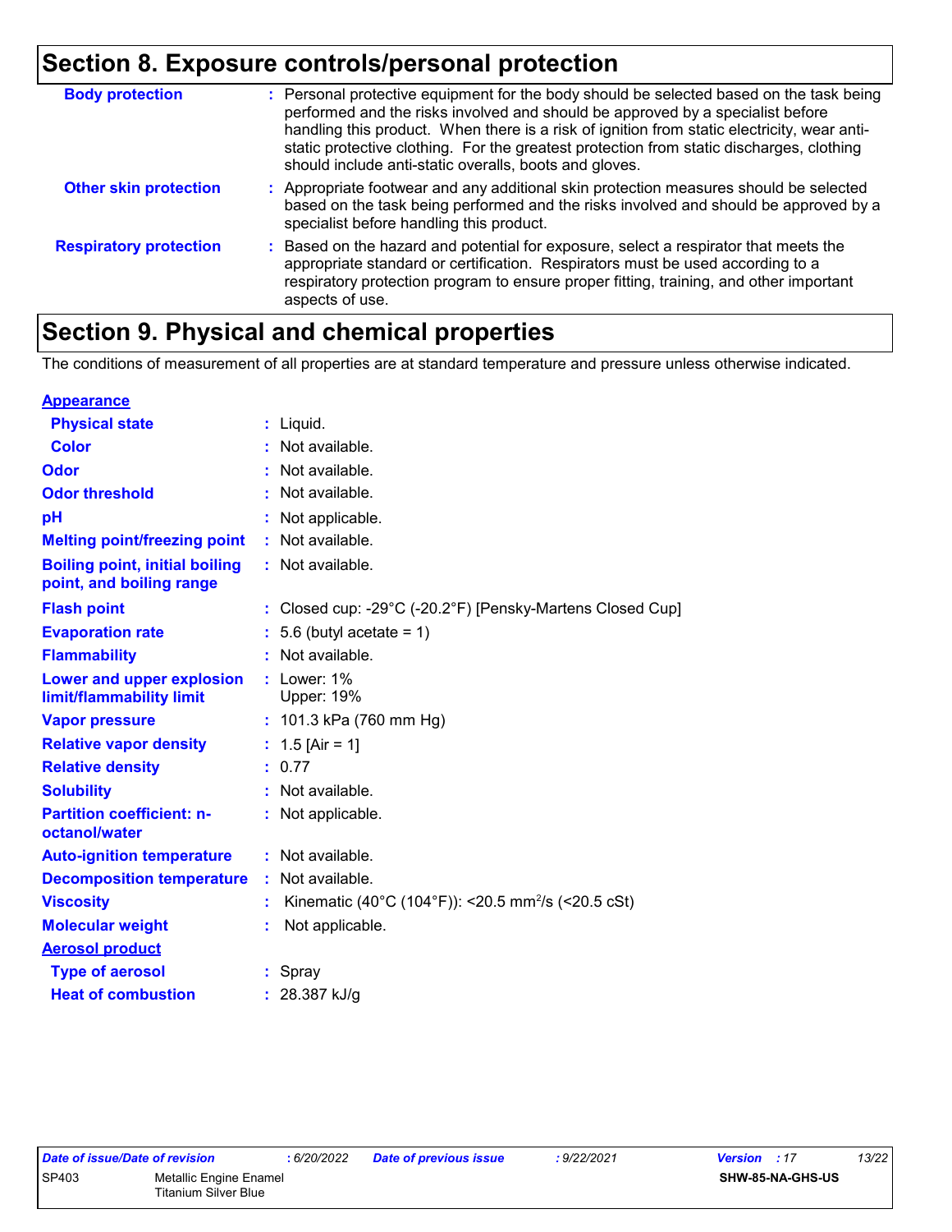## Section 8. Exposure controls/personal protection

| | | |
|---|---|---|
| **Body protection** | : | Personal protective equipment for the body should be selected based on the task being performed and the risks involved and should be approved by a specialist before handling this product. When there is a risk of ignition from static electricity, wear anti-static protective clothing. For the greatest protection from static discharges, clothing should include anti-static overalls, boots and gloves. |
| **Other skin protection** | : | Appropriate footwear and any additional skin protection measures should be selected based on the task being performed and the risks involved and should be approved by a specialist before handling this product. |
| **Respiratory protection** | : | Based on the hazard and potential for exposure, select a respirator that meets the appropriate standard or certification. Respirators must be used according to a respiratory protection program to ensure proper fitting, training, and other important aspects of use. |

## Section 9. Physical and chemical properties

The conditions of measurement of all properties are at standard temperature and pressure unless otherwise indicated.

**Appearance**

| | | |
|---|---|---|
| **Physical state** | : | Liquid. |
| **Color** | : | Not available. |
| **Odor** | : | Not available. |
| **Odor threshold** | : | Not available. |
| **pH** | : | Not applicable. |
| **Melting point/freezing point** | : | Not available. |
| **Boiling point, initial boiling point, and boiling range** | : | Not available. |
| **Flash point** | : | Closed cup: -29°C (-20.2°F) [Pensky-Martens Closed Cup] |
| **Evaporation rate** | : | 5.6 (butyl acetate = 1) |
| **Flammability** | : | Not available. |
| **Lower and upper explosion limit/flammability limit** | : | Lower: 1%<br>Upper: 19% |
| **Vapor pressure** | : | 101.3 kPa (760 mm Hg) |
| **Relative vapor density** | : | 1.5 [Air = 1] |
| **Relative density** | : | 0.77 |
| **Solubility** | : | Not available. |
| **Partition coefficient: n-octanol/water** | : | Not applicable. |
| **Auto-ignition temperature** | : | Not available. |
| **Decomposition temperature** | : | Not available. |
| **Viscosity** | : | Kinematic (40°C (104°F)): <20.5 $mm^2/s$ (<20.5 cSt) |
| **Molecular weight** | : | Not applicable. |

**Aerosol product**

| | | |
|---|---|---|
| **Type of aerosol** | : | Spray |
| **Heat of combustion** | : | 28.387 kJ/g |

| | | | | | | |
|---|---|---|---|---|---|---|
| *Date of issue/Date of revision* | : 6/20/2022 | *Date of previous issue* | : 9/22/2021 | *Version* | : 17 | |
| SP403 | Metallic Engine Enamel Titanium Silver Blue | | | | | **SHW-85-NA-GHS-US** |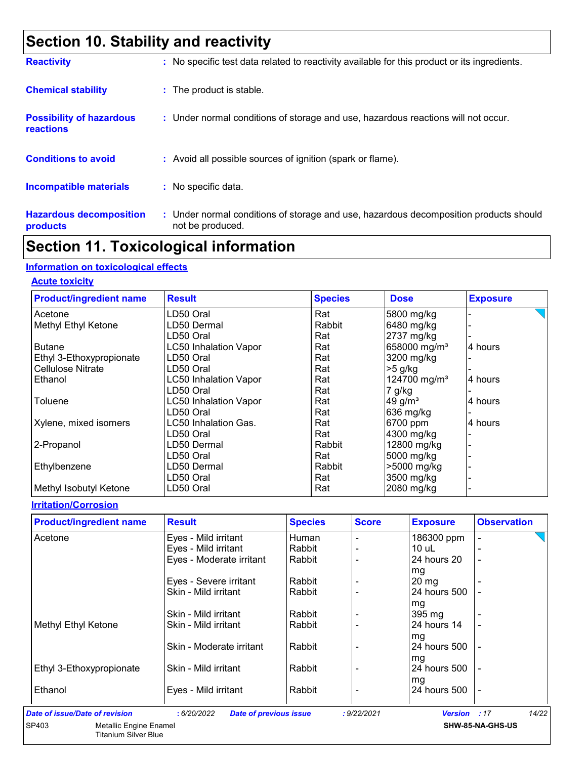# Section 10. Stability and reactivity

**Reactivity** : No specific test data related to reactivity available for this product or its ingredients.

**Chemical stability** : The product is stable.

**Possibility of hazardous reactions** : Under normal conditions of storage and use, hazardous reactions will not occur.

**Conditions to avoid** : Avoid all possible sources of ignition (spark or flame).

**Incompatible materials** : No specific data.

**Hazardous decomposition products** : Under normal conditions of storage and use, hazardous decomposition products should not be produced.

# Section 11. Toxicological information

## Information on toxicological effects

### Acute toxicity

| Product/ingredient name | Result | Species | Dose | Exposure |
|---|---|---|---|---|
| Acetone | LD50 Oral | Rat | 5800 mg/kg | - |
| Methyl Ethyl Ketone | LD50 Dermal | Rabbit | 6480 mg/kg | - |
| | LD50 Oral | Rat | 2737 mg/kg | - |
| Butane | LC50 Inhalation Vapor | Rat | 658000 mg/m³ | 4 hours |
| Ethyl 3-Ethoxypropionate | LD50 Oral | Rat | 3200 mg/kg | - |
| Cellulose Nitrate | LD50 Oral | Rat | >5 g/kg | - |
| Ethanol | LC50 Inhalation Vapor | Rat | 124700 mg/m³ | 4 hours |
| | LD50 Oral | Rat | 7 g/kg | - |
| Toluene | LC50 Inhalation Vapor | Rat | 49 g/m³ | 4 hours |
| | LD50 Oral | Rat | 636 mg/kg | - |
| Xylene, mixed isomers | LC50 Inhalation Gas. | Rat | 6700 ppm | 4 hours |
| | LD50 Oral | Rat | 4300 mg/kg | - |
| 2-Propanol | LD50 Dermal | Rabbit | 12800 mg/kg | - |
| | LD50 Oral | Rat | 5000 mg/kg | - |
| Ethylbenzene | LD50 Dermal | Rabbit | >5000 mg/kg | - |
| | LD50 Oral | Rat | 3500 mg/kg | - |
| Methyl Isobutyl Ketone | LD50 Oral | Rat | 2080 mg/kg | - |

### Irritation/Corrosion

| Product/ingredient name | Result | Species | Score | Exposure | Observation |
|---|---|---|---|---|---|
| Acetone | Eyes - Mild irritant | Human | - | 186300 ppm | - |
| | Eyes - Mild irritant | Rabbit | - | 10 uL | - |
| | Eyes - Moderate irritant | Rabbit | - | 24 hours 20 mg | - |
| | Eyes - Severe irritant | Rabbit | - | 20 mg | - |
| | Skin - Mild irritant | Rabbit | - | 24 hours 500 mg | - |
| | Skin - Mild irritant | Rabbit | - | 395 mg | - |
| Methyl Ethyl Ketone | Skin - Mild irritant | Rabbit | - | 24 hours 14 mg | - |
| | Skin - Moderate irritant | Rabbit | - | 24 hours 500 mg | - |
| Ethyl 3-Ethoxypropionate | Skin - Mild irritant | Rabbit | - | 24 hours 500 mg | - |
| Ethanol | Eyes - Mild irritant | Rabbit | - | 24 hours 500 | - |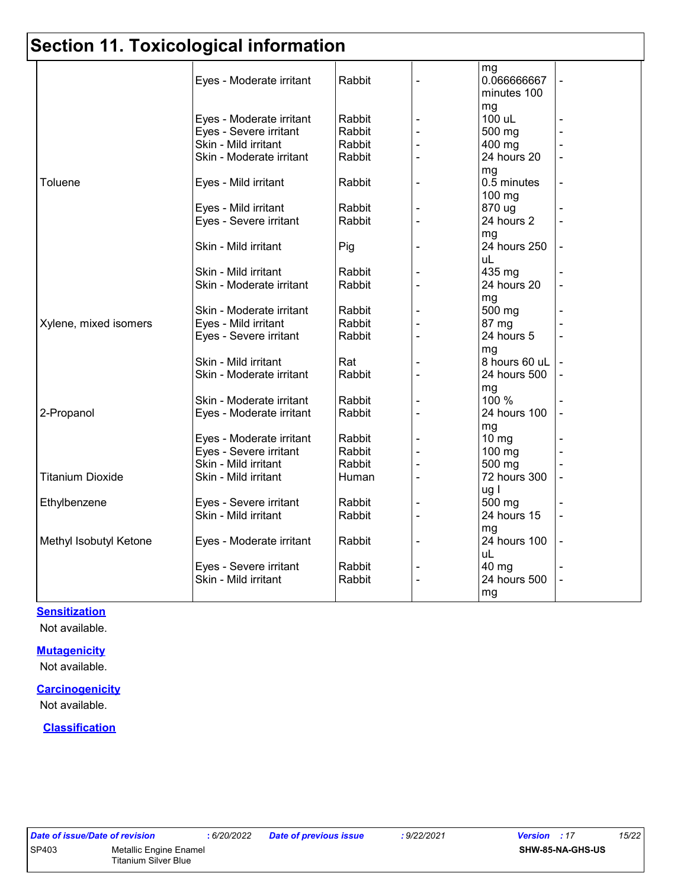# Section 11. Toxicological information

| | | | | | |
|---|---|---|---|---|---|
| | Eyes - Moderate irritant | Rabbit | - | mg 0.066666667 minutes 100 mg | - |
| | Eyes - Moderate irritant | Rabbit | - | 100 uL | - |
| | Eyes - Severe irritant | Rabbit | - | 500 mg | - |
| | Skin - Mild irritant | Rabbit | - | 400 mg | - |
| | Skin - Moderate irritant | Rabbit | - | 24 hours 20 mg | - |
| Toluene | Eyes - Mild irritant | Rabbit | - | 0.5 minutes 100 mg | - |
| | Eyes - Mild irritant | Rabbit | - | 870 ug | - |
| | Eyes - Severe irritant | Rabbit | - | 24 hours 2 mg | - |
| | Skin - Mild irritant | Pig | - | 24 hours 250 uL | - |
| | Skin - Mild irritant | Rabbit | - | 435 mg | - |
| | Skin - Moderate irritant | Rabbit | - | 24 hours 20 mg | - |
| | Skin - Moderate irritant | Rabbit | - | 500 mg | - |
| Xylene, mixed isomers | Eyes - Mild irritant | Rabbit | - | 87 mg | - |
| | Eyes - Severe irritant | Rabbit | - | 24 hours 5 mg | - |
| | Skin - Mild irritant | Rat | - | 8 hours 60 uL | - |
| | Skin - Moderate irritant | Rabbit | - | 24 hours 500 mg | - |
| | Skin - Moderate irritant | Rabbit | - | 100 % | - |
| 2-Propanol | Eyes - Moderate irritant | Rabbit | - | 24 hours 100 mg | - |
| | Eyes - Moderate irritant | Rabbit | - | 10 mg | - |
| | Eyes - Severe irritant | Rabbit | - | 100 mg | - |
| | Skin - Mild irritant | Rabbit | - | 500 mg | - |
| Titanium Dioxide | Skin - Mild irritant | Human | - | 72 hours 300 ug I | - |
| Ethylbenzene | Eyes - Severe irritant | Rabbit | - | 500 mg | - |
| | Skin - Mild irritant | Rabbit | - | 24 hours 15 mg | - |
| Methyl Isobutyl Ketone | Eyes - Moderate irritant | Rabbit | - | 24 hours 100 uL | - |
| | Eyes - Severe irritant | Rabbit | - | 40 mg | - |
| | Skin - Mild irritant | Rabbit | - | 24 hours 500 mg | - |

**Sensitization**

Not available.

**Mutagenicity**

Not available.

**Carcinogenicity**

Not available.

**Classification**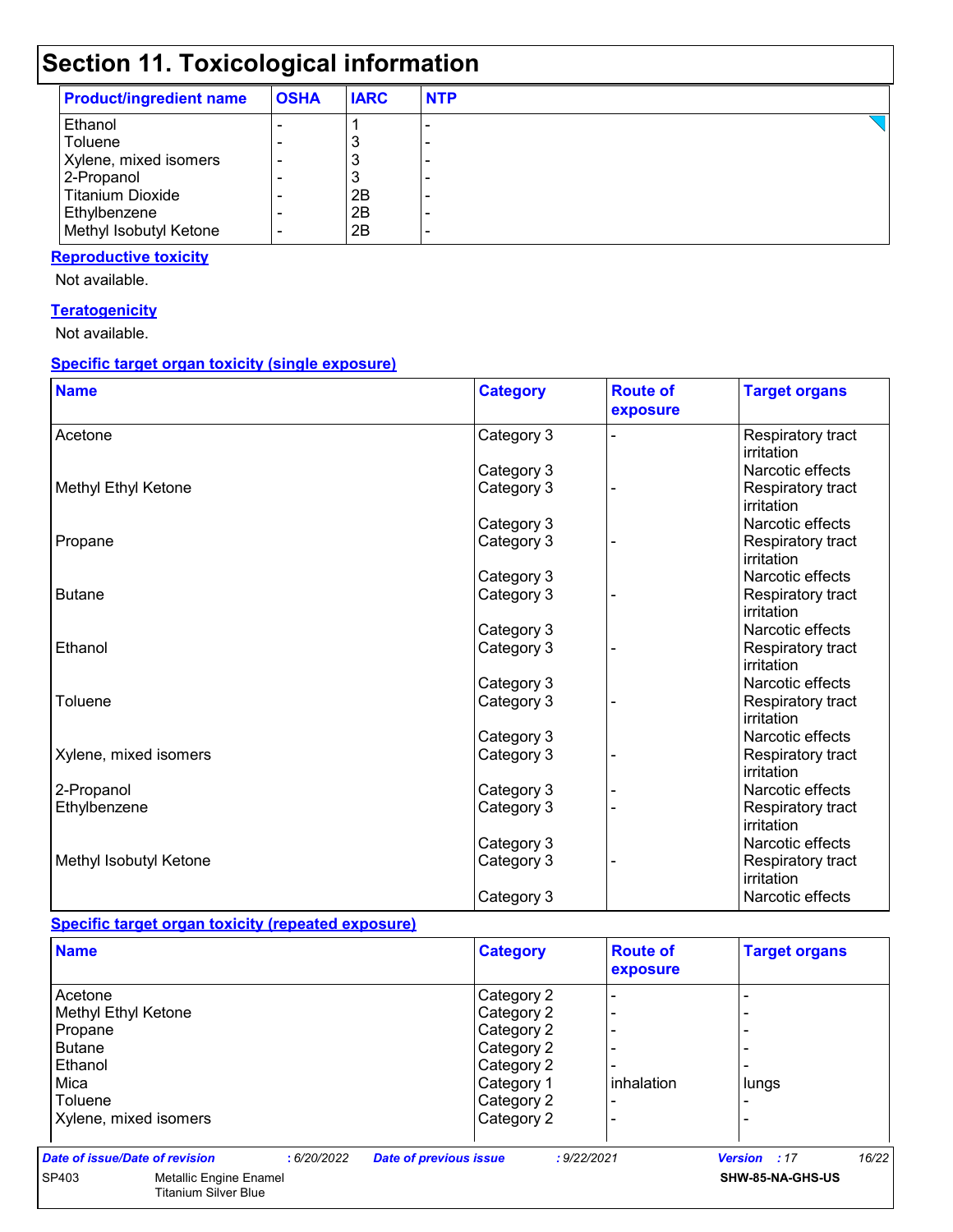# Section 11. Toxicological information

| Product/ingredient name | OSHA | IARC | NTP |
|---|---|---|---|
| Ethanol | - | 1 | - |
| Toluene | - | 3 | - |
| Xylene, mixed isomers | - | 3 | - |
| 2-Propanol | - | 3 | - |
| Titanium Dioxide | - | 2B | - |
| Ethylbenzene | - | 2B | - |
| Methyl Isobutyl Ketone | - | 2B | - |

**Reproductive toxicity**

Not available.

**Teratogenicity**

Not available.

**Specific target organ toxicity (single exposure)**

| Name | Category | Route of exposure | Target organs |
|---|---|---|---|
| Acetone | Category 3 | - | Respiratory tract irritation |
| | Category 3 | | Narcotic effects |
| Methyl Ethyl Ketone | Category 3 | - | Respiratory tract irritation |
| | Category 3 | | Narcotic effects |
| Propane | Category 3 | - | Respiratory tract irritation |
| | Category 3 | | Narcotic effects |
| Butane | Category 3 | - | Respiratory tract irritation |
| | Category 3 | | Narcotic effects |
| Ethanol | Category 3 | - | Respiratory tract irritation |
| | Category 3 | | Narcotic effects |
| Toluene | Category 3 | - | Respiratory tract irritation |
| | Category 3 | | Narcotic effects |
| Xylene, mixed isomers | Category 3 | - | Respiratory tract irritation |
| 2-Propanol | Category 3 | - | Narcotic effects |
| Ethylbenzene | Category 3 | - | Respiratory tract irritation |
| | Category 3 | | Narcotic effects |
| Methyl Isobutyl Ketone | Category 3 | - | Respiratory tract irritation |
| | Category 3 | | Narcotic effects |

**Specific target organ toxicity (repeated exposure)**

| Name | Category | Route of exposure | Target organs |
|---|---|---|---|
| Acetone | Category 2 | - | - |
| Methyl Ethyl Ketone | Category 2 | - | - |
| Propane | Category 2 | - | - |
| Butane | Category 2 | - | - |
| Ethanol | Category 2 | - | - |
| Mica | Category 1 | inhalation | lungs |
| Toluene | Category 2 | - | - |
| Xylene, mixed isomers | Category 2 | - | - |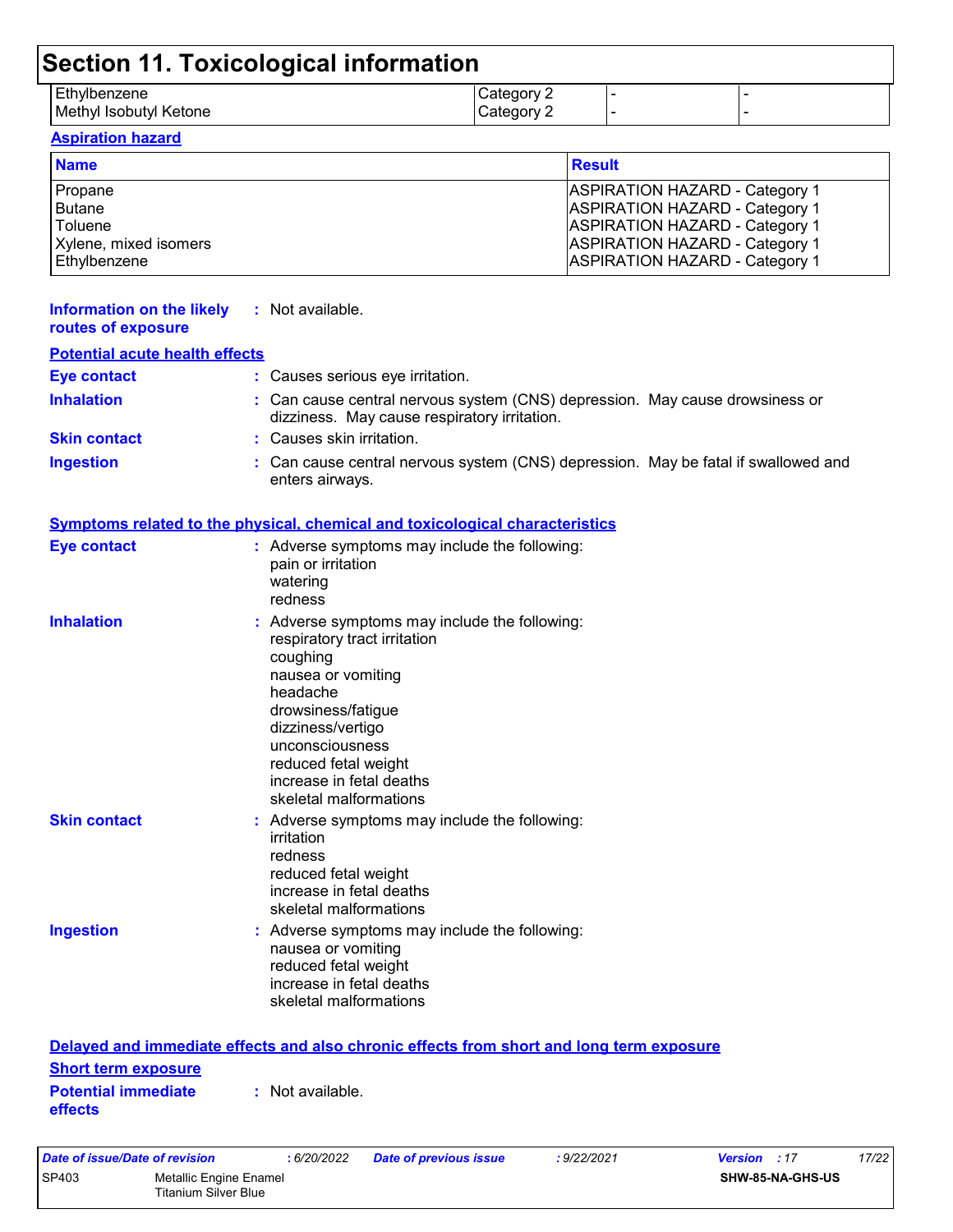# Section 11. Toxicological information

| | | | |
|---|---|---|---|
| Ethylbenzene | Category 2 | - | - |
| Methyl Isobutyl Ketone | Category 2 | - | - |

**Aspiration hazard**

| Name | Result |
|---|---|
| Propane | ASPIRATION HAZARD - Category 1 |
| Butane | ASPIRATION HAZARD - Category 1 |
| Toluene | ASPIRATION HAZARD - Category 1 |
| Xylene, mixed isomers | ASPIRATION HAZARD - Category 1 |
| Ethylbenzene | ASPIRATION HAZARD - Category 1 |

**Information on the likely routes of exposure** : Not available.

**Potential acute health effects**

**Eye contact** : Causes serious eye irritation.

**Inhalation** : Can cause central nervous system (CNS) depression. May cause drowsiness or dizziness. May cause respiratory irritation.

**Skin contact** : Causes skin irritation.

**Ingestion** : Can cause central nervous system (CNS) depression. May be fatal if swallowed and enters airways.

**Symptoms related to the physical, chemical and toxicological characteristics**

**Eye contact** : Adverse symptoms may include the following:
pain or irritation
watering
redness

**Inhalation** : Adverse symptoms may include the following:
respiratory tract irritation
coughing
nausea or vomiting
headache
drowsiness/fatigue
dizziness/vertigo
unconsciousness
reduced fetal weight
increase in fetal deaths
skeletal malformations

**Skin contact** : Adverse symptoms may include the following:
irritation
redness
reduced fetal weight
increase in fetal deaths
skeletal malformations

**Ingestion** : Adverse symptoms may include the following:
nausea or vomiting
reduced fetal weight
increase in fetal deaths
skeletal malformations

**Delayed and immediate effects and also chronic effects from short and long term exposure**

**Short term exposure**

**Potential immediate effects** : Not available.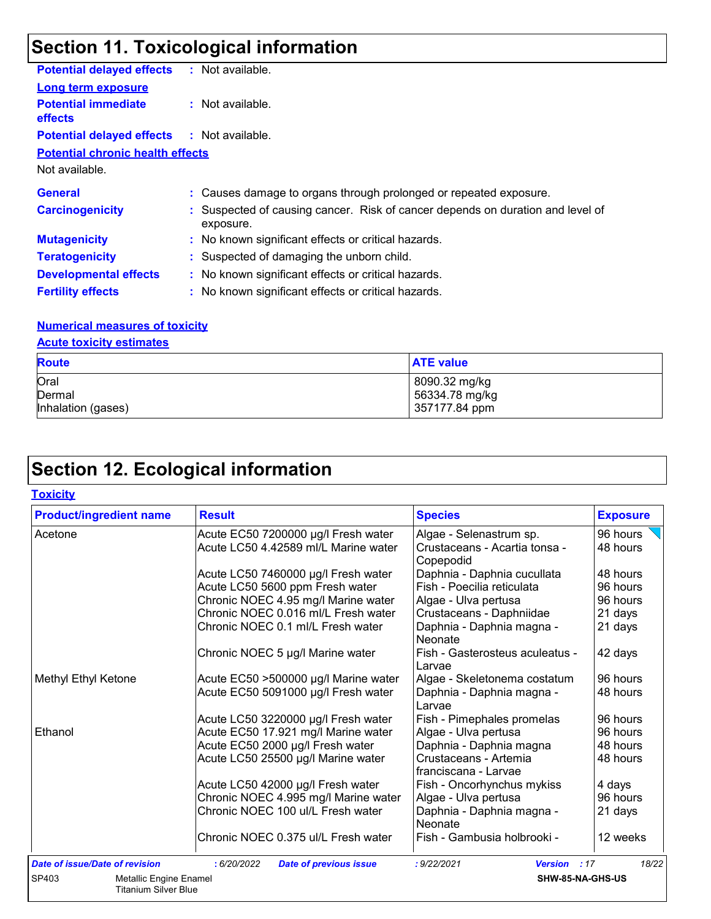## Section 11. Toxicological information

**Potential delayed effects** : Not available.

**Long term exposure**

**Potential immediate effects** : Not available.

**Potential delayed effects** : Not available.

**Potential chronic health effects**

Not available.

**General** : Causes damage to organs through prolonged or repeated exposure.

**Carcinogenicity** : Suspected of causing cancer. Risk of cancer depends on duration and level of exposure.

**Mutagenicity** : No known significant effects or critical hazards.

**Teratogenicity** : Suspected of damaging the unborn child.

**Developmental effects** : No known significant effects or critical hazards.

**Fertility effects** : No known significant effects or critical hazards.

**Numerical measures of toxicity**

**Acute toxicity estimates**

| Route | ATE value |
|---|---|
| Oral | 8090.32 mg/kg |
| Dermal | 56334.78 mg/kg |
| Inhalation (gases) | 357177.84 ppm |

## Section 12. Ecological information

**Toxicity**

| Product/ingredient name | Result | Species | Exposure |
|---|---|---|---|
| Acetone | Acute EC50 7200000 µg/l Fresh water | Algae - Selenastrum sp. | 96 hours |
| | Acute LC50 4.42589 ml/L Marine water | Crustaceans - Acartia tonsa - Copepodid | 48 hours |
| | Acute LC50 7460000 µg/l Fresh water | Daphnia - Daphnia cucullata | 48 hours |
| | Acute LC50 5600 ppm Fresh water | Fish - Poecilia reticulata | 96 hours |
| | Chronic NOEC 4.95 mg/l Marine water | Algae - Ulva pertusa | 96 hours |
| | Chronic NOEC 0.016 ml/L Fresh water | Crustaceans - Daphniidae | 21 days |
| | Chronic NOEC 0.1 ml/L Fresh water | Daphnia - Daphnia magna - Neonate | 21 days |
| | Chronic NOEC 5 µg/l Marine water | Fish - Gasterosteus aculeatus - Larvae | 42 days |
| Methyl Ethyl Ketone | Acute EC50 >500000 µg/l Marine water | Algae - Skeletonema costatum | 96 hours |
| | Acute EC50 5091000 µg/l Fresh water | Daphnia - Daphnia magna - Larvae | 48 hours |
| | Acute LC50 3220000 µg/l Fresh water | Fish - Pimephales promelas | 96 hours |
| Ethanol | Acute EC50 17.921 mg/l Marine water | Algae - Ulva pertusa | 96 hours |
| | Acute EC50 2000 µg/l Fresh water | Daphnia - Daphnia magna | 48 hours |
| | Acute LC50 25500 µg/l Marine water | Crustaceans - Artemia franciscana - Larvae | 48 hours |
| | Acute LC50 42000 µg/l Fresh water | Fish - Oncorhynchus mykiss | 4 days |
| | Chronic NOEC 4.995 mg/l Marine water | Algae - Ulva pertusa | 96 hours |
| | Chronic NOEC 100 ul/L Fresh water | Daphnia - Daphnia magna - Neonate | 21 days |
| | Chronic NOEC 0.375 ul/L Fresh water | Fish - Gambusia holbrooki - | 12 weeks |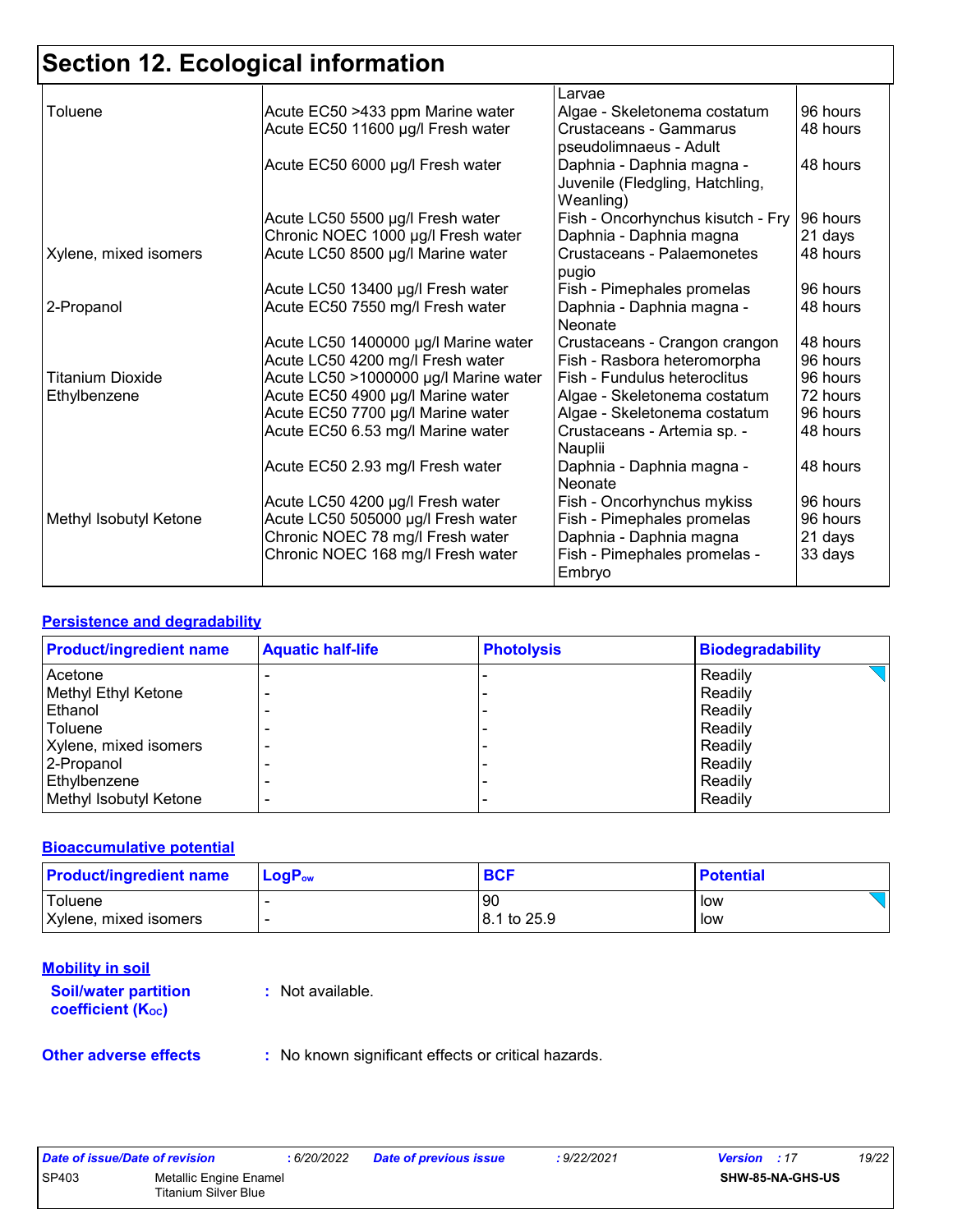# Section 12. Ecological information

| | | Larvae | |
|---|---|---|---|
| Toluene | Acute EC50 >433 ppm Marine water | Algae - Skeletonema costatum | 96 hours |
| | Acute EC50 11600 µg/l Fresh water | Crustaceans - Gammarus pseudolimnaeus - Adult | 48 hours |
| | Acute EC50 6000 µg/l Fresh water | Daphnia - Daphnia magna - Juvenile (Fledgling, Hatchling, Weanling) | 48 hours |
| | Acute LC50 5500 µg/l Fresh water | Fish - Oncorhynchus kisutch - Fry | 96 hours |
| | Chronic NOEC 1000 µg/l Fresh water | Daphnia - Daphnia magna | 21 days |
| Xylene, mixed isomers | Acute LC50 8500 µg/l Marine water | Crustaceans - Palaemonetes pugio | 48 hours |
| | Acute LC50 13400 µg/l Fresh water | Fish - Pimephales promelas | 96 hours |
| 2-Propanol | Acute EC50 7550 mg/l Fresh water | Daphnia - Daphnia magna - Neonate | 48 hours |
| | Acute LC50 1400000 µg/l Marine water | Crustaceans - Crangon crangon | 48 hours |
| | Acute LC50 4200 mg/l Fresh water | Fish - Rasbora heteromorpha | 96 hours |
| Titanium Dioxide | Acute LC50 >1000000 µg/l Marine water | Fish - Fundulus heteroclitus | 96 hours |
| Ethylbenzene | Acute EC50 4900 µg/l Marine water | Algae - Skeletonema costatum | 72 hours |
| | Acute EC50 7700 µg/l Marine water | Algae - Skeletonema costatum | 96 hours |
| | Acute EC50 6.53 mg/l Marine water | Crustaceans - Artemia sp. - Nauplii | 48 hours |
| | Acute EC50 2.93 mg/l Fresh water | Daphnia - Daphnia magna - Neonate | 48 hours |
| | Acute LC50 4200 µg/l Fresh water | Fish - Oncorhynchus mykiss | 96 hours |
| Methyl Isobutyl Ketone | Acute LC50 505000 µg/l Fresh water | Fish - Pimephales promelas | 96 hours |
| | Chronic NOEC 78 mg/l Fresh water | Daphnia - Daphnia magna | 21 days |
| | Chronic NOEC 168 mg/l Fresh water | Fish - Pimephales promelas - Embryo | 33 days |

## Persistence and degradability

| Product/ingredient name | Aquatic half-life | Photolysis | Biodegradability |
|---|---|---|---|
| Acetone | - | - | Readily |
| Methyl Ethyl Ketone | - | - | Readily |
| Ethanol | - | - | Readily |
| Toluene | - | - | Readily |
| Xylene, mixed isomers | - | - | Readily |
| 2-Propanol | - | - | Readily |
| Ethylbenzene | - | - | Readily |
| Methyl Isobutyl Ketone | - | - | Readily |

## Bioaccumulative potential

| Product/ingredient name | $LogP_{ow}$ | BCF | Potential |
|---|---|---|---|
| Toluene | - | 90 | low |
| Xylene, mixed isomers | - | 8.1 to 25.9 | low |

## Mobility in soil

**Soil/water partition coefficient ($K_{OC}$)** : Not available.

**Other adverse effects** : No known significant effects or critical hazards.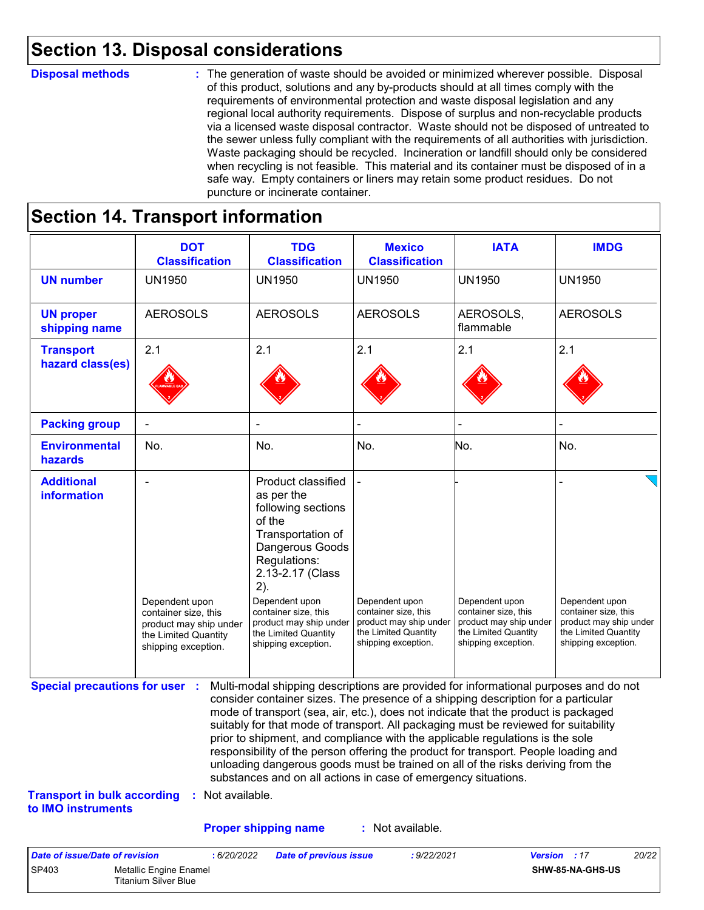## Section 13. Disposal considerations

**Disposal methods** : The generation of waste should be avoided or minimized wherever possible. Disposal of this product, solutions and any by-products should at all times comply with the requirements of environmental protection and waste disposal legislation and any regional local authority requirements. Dispose of surplus and non-recyclable products via a licensed waste disposal contractor. Waste should not be disposed of untreated to the sewer unless fully compliant with the requirements of all authorities with jurisdiction. Waste packaging should be recycled. Incineration or landfill should only be considered when recycling is not feasible. This material and its container must be disposed of in a safe way. Empty containers or liners may retain some product residues. Do not puncture or incinerate container.

## Section 14. Transport information

| | DOT Classification | TDG Classification | Mexico Classification | IATA | IMDG |
|---|---|---|---|---|---|
| **UN number** | UN1950 | UN1950 | UN1950 | UN1950 | UN1950 |
| **UN proper shipping name** | AEROSOLS | AEROSOLS | AEROSOLS | AEROSOLS, flammable | AEROSOLS |
| **Transport hazard class(es)** | 2.1 | 2.1 | 2.1 | 2.1 | 2.1 |
| **Packing group** | - | - | - | - | - |
| **Environmental hazards** | No. | No. | No. | No. | No. |
| **Additional information** | - Dependent upon container size, this product may ship under the Limited Quantity shipping exception. | Product classified as per the following sections of the Transportation of Dangerous Goods Regulations: 2.13-2.17 (Class 2). Dependent upon container size, this product may ship under the Limited Quantity shipping exception. | - Dependent upon container size, this product may ship under the Limited Quantity shipping exception. | - Dependent upon container size, this product may ship under the Limited Quantity shipping exception. | - Dependent upon container size, this product may ship under the Limited Quantity shipping exception. |

**Special precautions for user** : Multi-modal shipping descriptions are provided for informational purposes and do not consider container sizes. The presence of a shipping description for a particular mode of transport (sea, air, etc.), does not indicate that the product is packaged suitably for that mode of transport. All packaging must be reviewed for suitability prior to shipment, and compliance with the applicable regulations is the sole responsibility of the person offering the product for transport. People loading and unloading dangerous goods must be trained on all of the risks deriving from the substances and on all actions in case of emergency situations.

**Transport in bulk according to IMO instruments** : Not available.

**Proper shipping name** : Not available.

| Date of issue/Date of revision | : 6/20/2022 | Date of previous issue | : 9/22/2021 | Version : 17 |
|---|---|---|---|---|
| SP403 | Metallic Engine Enamel Titanium Silver Blue | | | SHW-85-NA-GHS-US |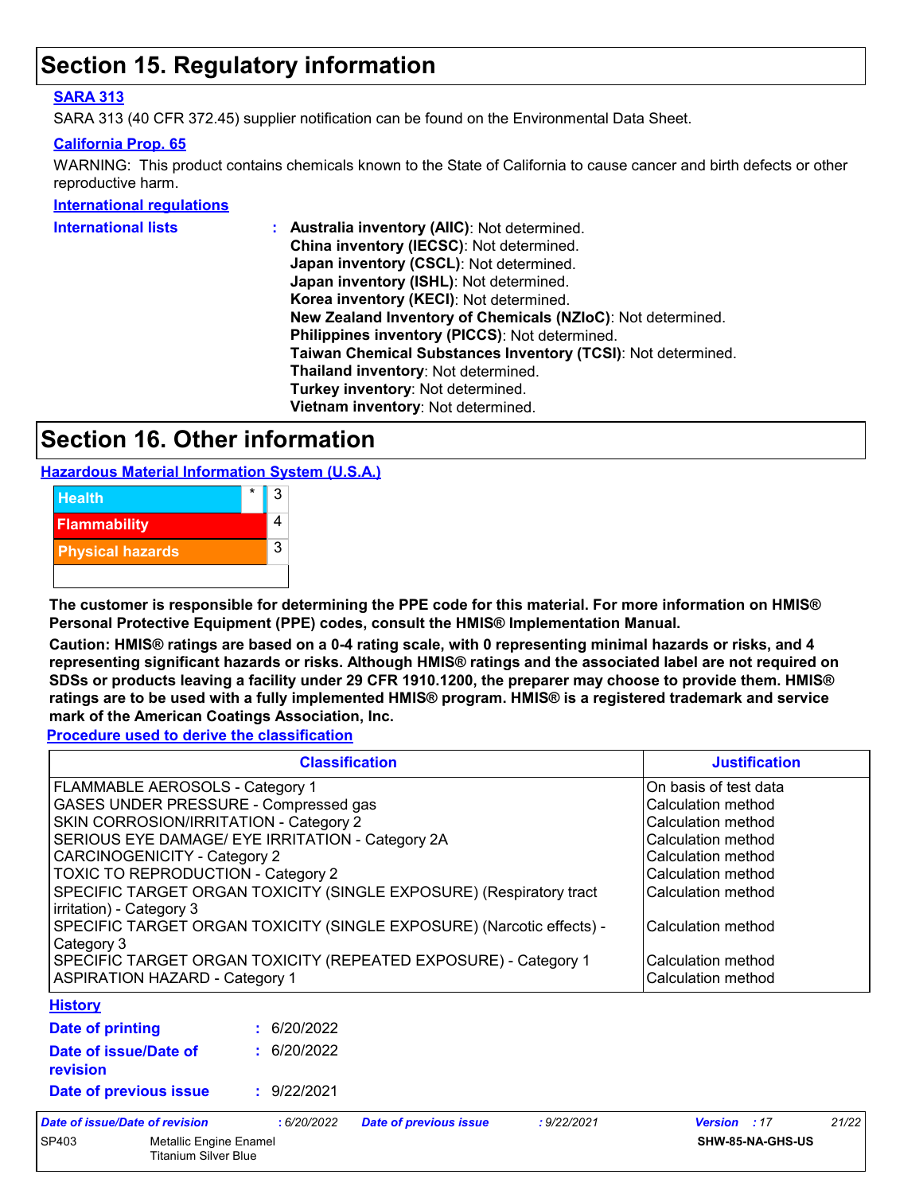# Section 15. Regulatory information

**SARA 313**

SARA 313 (40 CFR 372.45) supplier notification can be found on the Environmental Data Sheet.

**California Prop. 65**

WARNING: This product contains chemicals known to the State of California to cause cancer and birth defects or other reproductive harm.

**International regulations**

**International lists** :
- **Australia inventory (AIIC)**: Not determined.
- **China inventory (IECSC)**: Not determined.
- **Japan inventory (CSCL)**: Not determined.
- **Japan inventory (ISHL)**: Not determined.
- **Korea inventory (KECI)**: Not determined.
- **New Zealand Inventory of Chemicals (NZIoC)**: Not determined.
- **Philippines inventory (PICCS)**: Not determined.
- **Taiwan Chemical Substances Inventory (TCSI)**: Not determined.
- **Thailand inventory**: Not determined.
- **Turkey inventory**: Not determined.
- **Vietnam inventory**: Not determined.

# Section 16. Other information

**Hazardous Material Information System (U.S.A.)**

| Category | | Rating |
|---|---|---|
| Health | * | 3 |
| Flammability | | 4 |
| Physical hazards | | 3 |
| | | |

**The customer is responsible for determining the PPE code for this material. For more information on HMIS® Personal Protective Equipment (PPE) codes, consult the HMIS® Implementation Manual.**

**Caution: HMIS® ratings are based on a 0-4 rating scale, with 0 representing minimal hazards or risks, and 4 representing significant hazards or risks. Although HMIS® ratings and the associated label are not required on SDSs or products leaving a facility under 29 CFR 1910.1200, the preparer may choose to provide them. HMIS® ratings are to be used with a fully implemented HMIS® program. HMIS® is a registered trademark and service mark of the American Coatings Association, Inc.**

**Procedure used to derive the classification**

| Classification | Justification |
|---|---|
| FLAMMABLE AEROSOLS - Category 1 | On basis of test data |
| GASES UNDER PRESSURE - Compressed gas | Calculation method |
| SKIN CORROSION/IRRITATION - Category 2 | Calculation method |
| SERIOUS EYE DAMAGE/ EYE IRRITATION - Category 2A | Calculation method |
| CARCINOGENICITY - Category 2 | Calculation method |
| TOXIC TO REPRODUCTION - Category 2 | Calculation method |
| SPECIFIC TARGET ORGAN TOXICITY (SINGLE EXPOSURE) (Respiratory tract irritation) - Category 3 | Calculation method |
| SPECIFIC TARGET ORGAN TOXICITY (SINGLE EXPOSURE) (Narcotic effects) - Category 3 | Calculation method |
| SPECIFIC TARGET ORGAN TOXICITY (REPEATED EXPOSURE) - Category 1 | Calculation method |
| ASPIRATION HAZARD - Category 1 | Calculation method |

**History**

**Date of printing** : 6/20/2022

**Date of issue/Date of revision** : 6/20/2022

**Date of previous issue** : 9/22/2021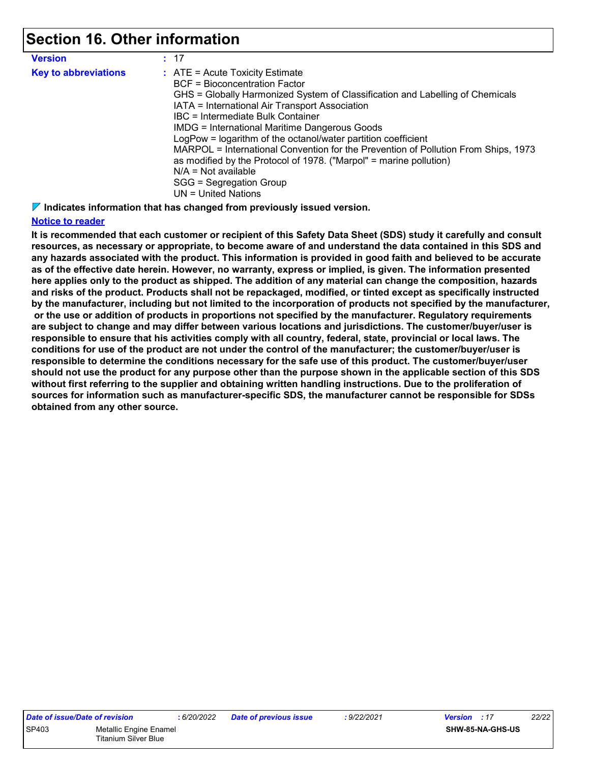## Section 16. Other information

| | |
|---|---|
| **Version** | : 17 |
| **Key to abbreviations** | : ATE = Acute Toxicity Estimate<br>BCF = Bioconcentration Factor<br>GHS = Globally Harmonized System of Classification and Labelling of Chemicals<br>IATA = International Air Transport Association<br>IBC = Intermediate Bulk Container<br>IMDG = International Maritime Dangerous Goods<br>LogPow = logarithm of the octanol/water partition coefficient<br>MARPOL = International Convention for the Prevention of Pollution From Ships, 1973 as modified by the Protocol of 1978. ("Marpol" = marine pollution)<br>N/A = Not available<br>SGG = Segregation Group<br>UN = United Nations |

**Indicates information that has changed from previously issued version.**

**Notice to reader**

**It is recommended that each customer or recipient of this Safety Data Sheet (SDS) study it carefully and consult resources, as necessary or appropriate, to become aware of and understand the data contained in this SDS and any hazards associated with the product. This information is provided in good faith and believed to be accurate as of the effective date herein. However, no warranty, express or implied, is given. The information presented here applies only to the product as shipped. The addition of any material can change the composition, hazards and risks of the product. Products shall not be repackaged, modified, or tinted except as specifically instructed by the manufacturer, including but not limited to the incorporation of products not specified by the manufacturer, or the use or addition of products in proportions not specified by the manufacturer. Regulatory requirements are subject to change and may differ between various locations and jurisdictions. The customer/buyer/user is responsible to ensure that his activities comply with all country, federal, state, provincial or local laws. The conditions for use of the product are not under the control of the manufacturer; the customer/buyer/user is responsible to determine the conditions necessary for the safe use of this product. The customer/buyer/user should not use the product for any purpose other than the purpose shown in the applicable section of this SDS without first referring to the supplier and obtaining written handling instructions. Due to the proliferation of sources for information such as manufacturer-specific SDS, the manufacturer cannot be responsible for SDSs obtained from any other source.**